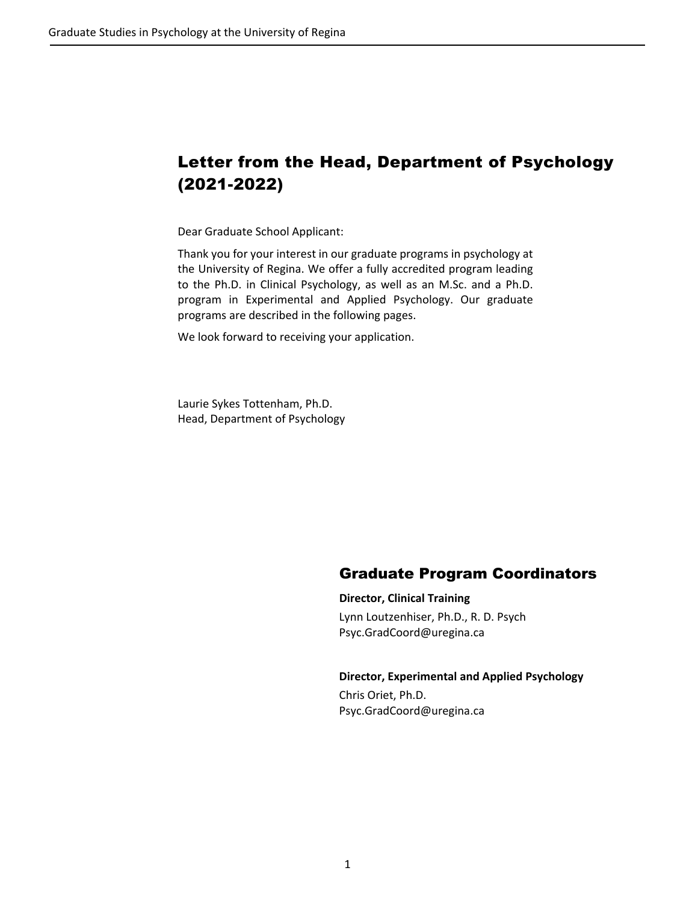## Letter from the Head, Department of Psychology (2021-2022)

Dear Graduate School Applicant:

Thank you for your interest in our graduate programs in psychology at the University of Regina. We offer a fully accredited program leading to the Ph.D. in Clinical Psychology, as well as an M.Sc. and a Ph.D. program in Experimental and Applied Psychology. Our graduate programs are described in the following pages.

We look forward to receiving your application.

Laurie Sykes Tottenham, Ph.D.
Head, Department of Psychology

## Graduate Program Coordinators

**Director, Clinical Training**

Lynn Loutzenhiser, Ph.D., R. D. Psych
Psyc.GradCoord@uregina.ca

**Director, Experimental and Applied Psychology**

Chris Oriet, Ph.D.
Psyc.GradCoord@uregina.ca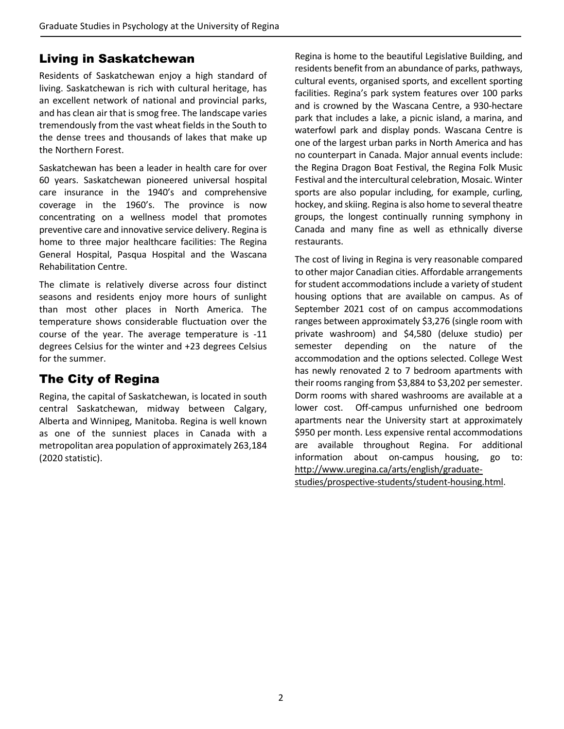## Living in Saskatchewan

Residents of Saskatchewan enjoy a high standard of living. Saskatchewan is rich with cultural heritage, has an excellent network of national and provincial parks, and has clean air that is smog free. The landscape varies tremendously from the vast wheat fields in the South to the dense trees and thousands of lakes that make up the Northern Forest.

Saskatchewan has been a leader in health care for over 60 years. Saskatchewan pioneered universal hospital care insurance in the 1940's and comprehensive coverage in the 1960's. The province is now concentrating on a wellness model that promotes preventive care and innovative service delivery. Regina is home to three major healthcare facilities: The Regina General Hospital, Pasqua Hospital and the Wascana Rehabilitation Centre.

The climate is relatively diverse across four distinct seasons and residents enjoy more hours of sunlight than most other places in North America. The temperature shows considerable fluctuation over the course of the year. The average temperature is -11 degrees Celsius for the winter and +23 degrees Celsius for the summer.

## The City of Regina

Regina, the capital of Saskatchewan, is located in south central Saskatchewan, midway between Calgary, Alberta and Winnipeg, Manitoba. Regina is well known as one of the sunniest places in Canada with a metropolitan area population of approximately 263,184 (2020 statistic).

Regina is home to the beautiful Legislative Building, and residents benefit from an abundance of parks, pathways, cultural events, organised sports, and excellent sporting facilities. Regina's park system features over 100 parks and is crowned by the Wascana Centre, a 930-hectare park that includes a lake, a picnic island, a marina, and waterfowl park and display ponds. Wascana Centre is one of the largest urban parks in North America and has no counterpart in Canada. Major annual events include: the Regina Dragon Boat Festival, the Regina Folk Music Festival and the intercultural celebration, Mosaic. Winter sports are also popular including, for example, curling, hockey, and skiing. Regina is also home to several theatre groups, the longest continually running symphony in Canada and many fine as well as ethnically diverse restaurants.

The cost of living in Regina is very reasonable compared to other major Canadian cities. Affordable arrangements for student accommodations include a variety of student housing options that are available on campus. As of September 2021 cost of on campus accommodations ranges between approximately $3,276 (single room with private washroom) and $4,580 (deluxe studio) per semester depending on the nature of the accommodation and the options selected. College West has newly renovated 2 to 7 bedroom apartments with their rooms ranging from $3,884 to $3,202 per semester. Dorm rooms with shared washrooms are available at a lower cost. Off-campus unfurnished one bedroom apartments near the University start at approximately $950 per month. Less expensive rental accommodations are available throughout Regina. For additional information about on-campus housing, go to: http://www.uregina.ca/arts/english/graduate-studies/prospective-students/student-housing.html.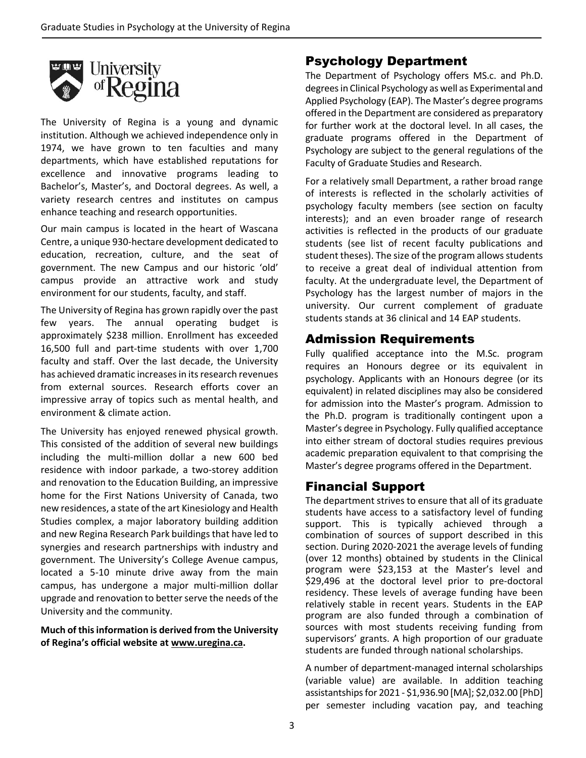The University of Regina is a young and dynamic institution. Although we achieved independence only in 1974, we have grown to ten faculties and many departments, which have established reputations for excellence and innovative programs leading to Bachelor's, Master's, and Doctoral degrees. As well, a variety research centres and institutes on campus enhance teaching and research opportunities.

Our main campus is located in the heart of Wascana Centre, a unique 930-hectare development dedicated to education, recreation, culture, and the seat of government. The new Campus and our historic 'old' campus provide an attractive work and study environment for our students, faculty, and staff.

The University of Regina has grown rapidly over the past few years. The annual operating budget is approximately $238 million. Enrollment has exceeded 16,500 full and part-time students with over 1,700 faculty and staff. Over the last decade, the University has achieved dramatic increases in its research revenues from external sources. Research efforts cover an impressive array of topics such as mental health, and environment & climate action.

The University has enjoyed renewed physical growth. This consisted of the addition of several new buildings including the multi-million dollar a new 600 bed residence with indoor parkade, a two-storey addition and renovation to the Education Building, an impressive home for the First Nations University of Canada, two new residences, a state of the art Kinesiology and Health Studies complex, a major laboratory building addition and new Regina Research Park buildings that have led to synergies and research partnerships with industry and government. The University's College Avenue campus, located a 5-10 minute drive away from the main campus, has undergone a major multi-million dollar upgrade and renovation to better serve the needs of the University and the community.

**Much of this information is derived from the University of Regina's official website at www.uregina.ca.**

## Psychology Department

The Department of Psychology offers MS.c. and Ph.D. degrees in Clinical Psychology as well as Experimental and Applied Psychology (EAP). The Master's degree programs offered in the Department are considered as preparatory for further work at the doctoral level. In all cases, the graduate programs offered in the Department of Psychology are subject to the general regulations of the Faculty of Graduate Studies and Research.

For a relatively small Department, a rather broad range of interests is reflected in the scholarly activities of psychology faculty members (see section on faculty interests); and an even broader range of research activities is reflected in the products of our graduate students (see list of recent faculty publications and student theses). The size of the program allows students to receive a great deal of individual attention from faculty. At the undergraduate level, the Department of Psychology has the largest number of majors in the university. Our current complement of graduate students stands at 36 clinical and 14 EAP students.

## Admission Requirements

Fully qualified acceptance into the M.Sc. program requires an Honours degree or its equivalent in psychology. Applicants with an Honours degree (or its equivalent) in related disciplines may also be considered for admission into the Master's program. Admission to the Ph.D. program is traditionally contingent upon a Master's degree in Psychology. Fully qualified acceptance into either stream of doctoral studies requires previous academic preparation equivalent to that comprising the Master's degree programs offered in the Department.

## Financial Support

The department strives to ensure that all of its graduate students have access to a satisfactory level of funding support. This is typically achieved through a combination of sources of support described in this section. During 2020-2021 the average levels of funding (over 12 months) obtained by students in the Clinical program were $23,153 at the Master's level and $29,496 at the doctoral level prior to pre-doctoral residency. These levels of average funding have been relatively stable in recent years. Students in the EAP program are also funded through a combination of sources with most students receiving funding from supervisors' grants. A high proportion of our graduate students are funded through national scholarships.

A number of department-managed internal scholarships (variable value) are available. In addition teaching assistantships for 2021 - $1,936.90 [MA]; $2,032.00 [PhD] per semester including vacation pay, and teaching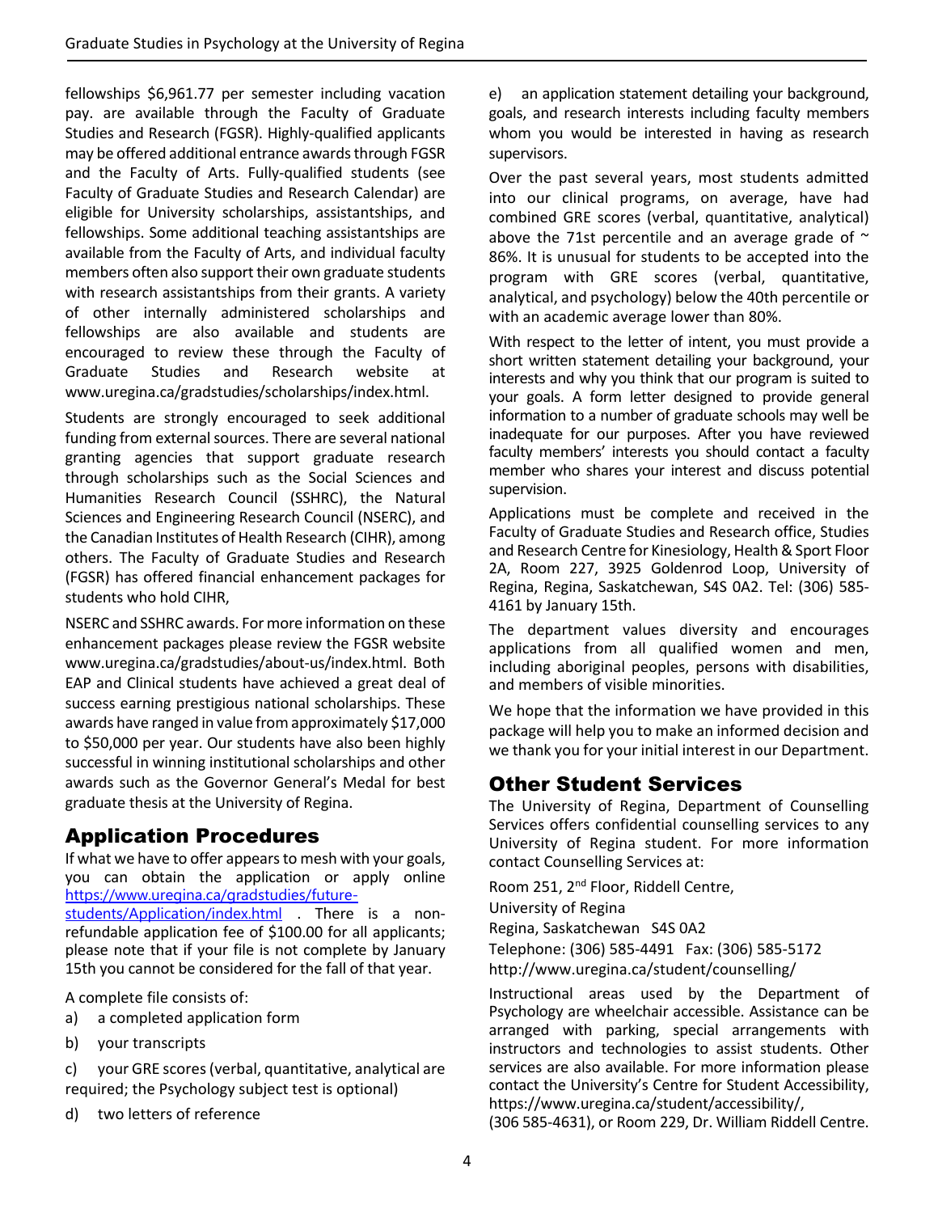fellowships $6,961.77 per semester including vacation pay. are available through the Faculty of Graduate Studies and Research (FGSR). Highly-qualified applicants may be offered additional entrance awards through FGSR and the Faculty of Arts. Fully-qualified students (see Faculty of Graduate Studies and Research Calendar) are eligible for University scholarships, assistantships, and fellowships. Some additional teaching assistantships are available from the Faculty of Arts, and individual faculty members often also support their own graduate students with research assistantships from their grants. A variety of other internally administered scholarships and fellowships are also available and students are encouraged to review these through the Faculty of Graduate Studies and Research website at www.uregina.ca/gradstudies/scholarships/index.html.

Students are strongly encouraged to seek additional funding from external sources. There are several national granting agencies that support graduate research through scholarships such as the Social Sciences and Humanities Research Council (SSHRC), the Natural Sciences and Engineering Research Council (NSERC), and the Canadian Institutes of Health Research (CIHR), among others. The Faculty of Graduate Studies and Research (FGSR) has offered financial enhancement packages for students who hold CIHR,

NSERC and SSHRC awards. For more information on these enhancement packages please review the FGSR website www.uregina.ca/gradstudies/about-us/index.html. Both EAP and Clinical students have achieved a great deal of success earning prestigious national scholarships. These awards have ranged in value from approximately $17,000 to $50,000 per year. Our students have also been highly successful in winning institutional scholarships and other awards such as the Governor General's Medal for best graduate thesis at the University of Regina.

## Application Procedures

If what we have to offer appears to mesh with your goals, you can obtain the application or apply online [https://www.uregina.ca/gradstudies/future-students/Application/index.html](https://www.uregina.ca/gradstudies/future-students/Application/index.html) . There is a non-refundable application fee of $100.00 for all applicants; please note that if your file is not complete by January 15th you cannot be considered for the fall of that year.

A complete file consists of:

a) a completed application form

b) your transcripts

c) your GRE scores (verbal, quantitative, analytical are required; the Psychology subject test is optional)

d) two letters of reference

e) an application statement detailing your background, goals, and research interests including faculty members whom you would be interested in having as research supervisors.

Over the past several years, most students admitted into our clinical programs, on average, have had combined GRE scores (verbal, quantitative, analytical) above the 71st percentile and an average grade of ~ 86%. It is unusual for students to be accepted into the program with GRE scores (verbal, quantitative, analytical, and psychology) below the 40th percentile or with an academic average lower than 80%.

With respect to the letter of intent, you must provide a short written statement detailing your background, your interests and why you think that our program is suited to your goals. A form letter designed to provide general information to a number of graduate schools may well be inadequate for our purposes. After you have reviewed faculty members' interests you should contact a faculty member who shares your interest and discuss potential supervision.

Applications must be complete and received in the Faculty of Graduate Studies and Research office, Studies and Research Centre for Kinesiology, Health & Sport Floor 2A, Room 227, 3925 Goldenrod Loop, University of Regina, Regina, Saskatchewan, S4S 0A2. Tel: (306) 585-4161 by January 15th.

The department values diversity and encourages applications from all qualified women and men, including aboriginal peoples, persons with disabilities, and members of visible minorities.

We hope that the information we have provided in this package will help you to make an informed decision and we thank you for your initial interest in our Department.

## Other Student Services

The University of Regina, Department of Counselling Services offers confidential counselling services to any University of Regina student. For more information contact Counselling Services at:

Room 251, 2nd Floor, Riddell Centre,
University of Regina
Regina, Saskatchewan S4S 0A2
Telephone: (306) 585-4491 Fax: (306) 585-5172
http://www.uregina.ca/student/counselling/

Instructional areas used by the Department of Psychology are wheelchair accessible. Assistance can be arranged with parking, special arrangements with instructors and technologies to assist students. Other services are also available. For more information please contact the University's Centre for Student Accessibility, https://www.uregina.ca/student/accessibility/, (306 585-4631), or Room 229, Dr. William Riddell Centre.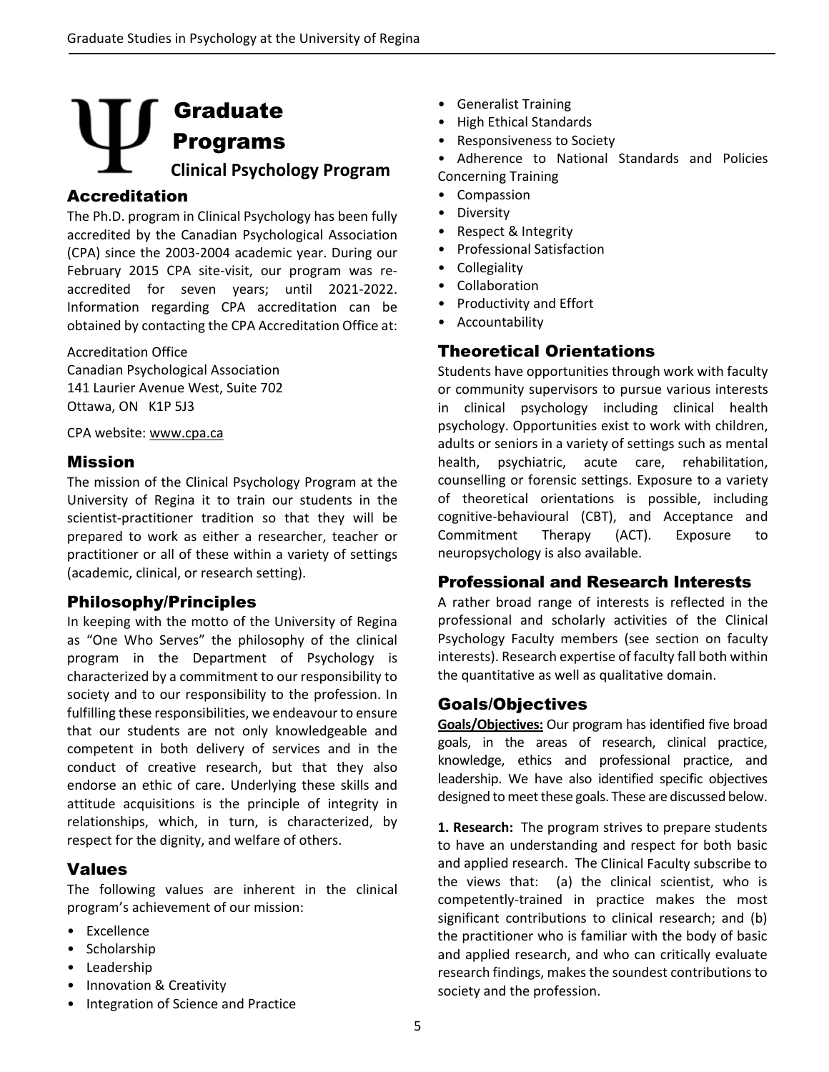# Graduate Programs

## Clinical Psychology Program

### Accreditation

The Ph.D. program in Clinical Psychology has been fully accredited by the Canadian Psychological Association (CPA) since the 2003-2004 academic year. During our February 2015 CPA site-visit, our program was re-accredited for seven years; until 2021-2022. Information regarding CPA accreditation can be obtained by contacting the CPA Accreditation Office at:

Accreditation Office
Canadian Psychological Association
141 Laurier Avenue West, Suite 702
Ottawa, ON K1P 5J3

CPA website: www.cpa.ca

### Mission

The mission of the Clinical Psychology Program at the University of Regina it to train our students in the scientist-practitioner tradition so that they will be prepared to work as either a researcher, teacher or practitioner or all of these within a variety of settings (academic, clinical, or research setting).

### Philosophy/Principles

In keeping with the motto of the University of Regina as "One Who Serves" the philosophy of the clinical program in the Department of Psychology is characterized by a commitment to our responsibility to society and to our responsibility to the profession. In fulfilling these responsibilities, we endeavour to ensure that our students are not only knowledgeable and competent in both delivery of services and in the conduct of creative research, but that they also endorse an ethic of care. Underlying these skills and attitude acquisitions is the principle of integrity in relationships, which, in turn, is characterized, by respect for the dignity, and welfare of others.

### Values

The following values are inherent in the clinical program's achievement of our mission:

- Excellence
- Scholarship
- Leadership
- Innovation & Creativity
- Integration of Science and Practice
- Generalist Training
- High Ethical Standards
- Responsiveness to Society
- Adherence to National Standards and Policies Concerning Training
- Compassion
- Diversity
- Respect & Integrity
- Professional Satisfaction
- Collegiality
- Collaboration
- Productivity and Effort
- Accountability

### Theoretical Orientations

Students have opportunities through work with faculty or community supervisors to pursue various interests in clinical psychology including clinical health psychology. Opportunities exist to work with children, adults or seniors in a variety of settings such as mental health, psychiatric, acute care, rehabilitation, counselling or forensic settings. Exposure to a variety of theoretical orientations is possible, including cognitive-behavioural (CBT), and Acceptance and Commitment Therapy (ACT). Exposure to neuropsychology is also available.

### Professional and Research Interests

A rather broad range of interests is reflected in the professional and scholarly activities of the Clinical Psychology Faculty members (see section on faculty interests). Research expertise of faculty fall both within the quantitative as well as qualitative domain.

### Goals/Objectives

**Goals/Objectives:** Our program has identified five broad goals, in the areas of research, clinical practice, knowledge, ethics and professional practice, and leadership. We have also identified specific objectives designed to meet these goals. These are discussed below.

**1. Research:** The program strives to prepare students to have an understanding and respect for both basic and applied research. The Clinical Faculty subscribe to the views that: (a) the clinical scientist, who is competently-trained in practice makes the most significant contributions to clinical research; and (b) the practitioner who is familiar with the body of basic and applied research, and who can critically evaluate research findings, makes the soundest contributions to society and the profession.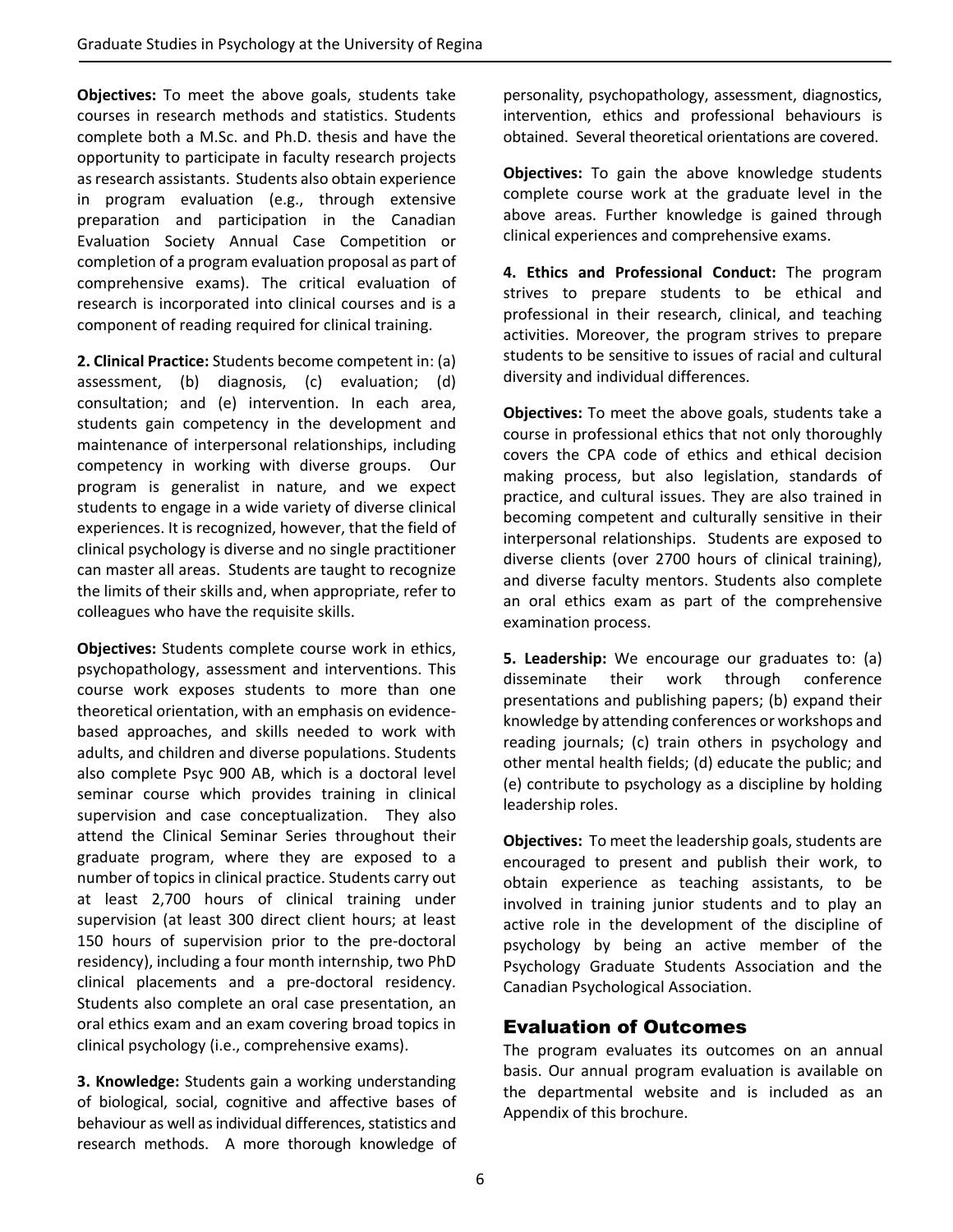**Objectives:** To meet the above goals, students take courses in research methods and statistics. Students complete both a M.Sc. and Ph.D. thesis and have the opportunity to participate in faculty research projects as research assistants. Students also obtain experience in program evaluation (e.g., through extensive preparation and participation in the Canadian Evaluation Society Annual Case Competition or completion of a program evaluation proposal as part of comprehensive exams). The critical evaluation of research is incorporated into clinical courses and is a component of reading required for clinical training.

**2. Clinical Practice:** Students become competent in: (a) assessment, (b) diagnosis, (c) evaluation; (d) consultation; and (e) intervention. In each area, students gain competency in the development and maintenance of interpersonal relationships, including competency in working with diverse groups. Our program is generalist in nature, and we expect students to engage in a wide variety of diverse clinical experiences. It is recognized, however, that the field of clinical psychology is diverse and no single practitioner can master all areas. Students are taught to recognize the limits of their skills and, when appropriate, refer to colleagues who have the requisite skills.

**Objectives:** Students complete course work in ethics, psychopathology, assessment and interventions. This course work exposes students to more than one theoretical orientation, with an emphasis on evidence-based approaches, and skills needed to work with adults, and children and diverse populations. Students also complete Psyc 900 AB, which is a doctoral level seminar course which provides training in clinical supervision and case conceptualization. They also attend the Clinical Seminar Series throughout their graduate program, where they are exposed to a number of topics in clinical practice. Students carry out at least 2,700 hours of clinical training under supervision (at least 300 direct client hours; at least 150 hours of supervision prior to the pre-doctoral residency), including a four month internship, two PhD clinical placements and a pre-doctoral residency. Students also complete an oral case presentation, an oral ethics exam and an exam covering broad topics in clinical psychology (i.e., comprehensive exams).

**3. Knowledge:** Students gain a working understanding of biological, social, cognitive and affective bases of behaviour as well as individual differences, statistics and research methods. A more thorough knowledge of personality, psychopathology, assessment, diagnostics, intervention, ethics and professional behaviours is obtained. Several theoretical orientations are covered.

**Objectives:** To gain the above knowledge students complete course work at the graduate level in the above areas. Further knowledge is gained through clinical experiences and comprehensive exams.

**4. Ethics and Professional Conduct:** The program strives to prepare students to be ethical and professional in their research, clinical, and teaching activities. Moreover, the program strives to prepare students to be sensitive to issues of racial and cultural diversity and individual differences.

**Objectives:** To meet the above goals, students take a course in professional ethics that not only thoroughly covers the CPA code of ethics and ethical decision making process, but also legislation, standards of practice, and cultural issues. They are also trained in becoming competent and culturally sensitive in their interpersonal relationships. Students are exposed to diverse clients (over 2700 hours of clinical training), and diverse faculty mentors. Students also complete an oral ethics exam as part of the comprehensive examination process.

**5. Leadership:** We encourage our graduates to: (a) disseminate their work through conference presentations and publishing papers; (b) expand their knowledge by attending conferences or workshops and reading journals; (c) train others in psychology and other mental health fields; (d) educate the public; and (e) contribute to psychology as a discipline by holding leadership roles.

**Objectives:** To meet the leadership goals, students are encouraged to present and publish their work, to obtain experience as teaching assistants, to be involved in training junior students and to play an active role in the development of the discipline of psychology by being an active member of the Psychology Graduate Students Association and the Canadian Psychological Association.

## Evaluation of Outcomes

The program evaluates its outcomes on an annual basis. Our annual program evaluation is available on the departmental website and is included as an Appendix of this brochure.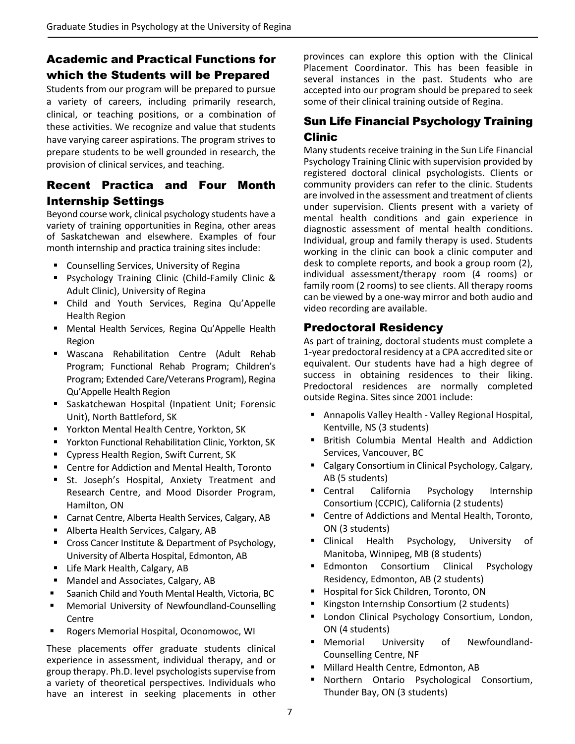## Academic and Practical Functions for which the Students will be Prepared

Students from our program will be prepared to pursue a variety of careers, including primarily research, clinical, or teaching positions, or a combination of these activities. We recognize and value that students have varying career aspirations. The program strives to prepare students to be well grounded in research, the provision of clinical services, and teaching.

## Recent Practica and Four Month Internship Settings

Beyond course work, clinical psychology students have a variety of training opportunities in Regina, other areas of Saskatchewan and elsewhere. Examples of four month internship and practica training sites include:

- Counselling Services, University of Regina
- Psychology Training Clinic (Child-Family Clinic & Adult Clinic), University of Regina
- Child and Youth Services, Regina Qu'Appelle Health Region
- Mental Health Services, Regina Qu'Appelle Health Region
- Wascana Rehabilitation Centre (Adult Rehab Program; Functional Rehab Program; Children's Program; Extended Care/Veterans Program), Regina Qu'Appelle Health Region
- Saskatchewan Hospital (Inpatient Unit; Forensic Unit), North Battleford, SK
- Yorkton Mental Health Centre, Yorkton, SK
- Yorkton Functional Rehabilitation Clinic, Yorkton, SK
- Cypress Health Region, Swift Current, SK
- Centre for Addiction and Mental Health, Toronto
- St. Joseph's Hospital, Anxiety Treatment and Research Centre, and Mood Disorder Program, Hamilton, ON
- Carnat Centre, Alberta Health Services, Calgary, AB
- Alberta Health Services, Calgary, AB
- Cross Cancer Institute & Department of Psychology, University of Alberta Hospital, Edmonton, AB
- Life Mark Health, Calgary, AB
- Mandel and Associates, Calgary, AB
- Saanich Child and Youth Mental Health, Victoria, BC
- Memorial University of Newfoundland-Counselling Centre
- Rogers Memorial Hospital, Oconomowoc, WI

These placements offer graduate students clinical experience in assessment, individual therapy, and or group therapy. Ph.D. level psychologists supervise from a variety of theoretical perspectives. Individuals who have an interest in seeking placements in other provinces can explore this option with the Clinical Placement Coordinator. This has been feasible in several instances in the past. Students who are accepted into our program should be prepared to seek some of their clinical training outside of Regina.

## Sun Life Financial Psychology Training Clinic

Many students receive training in the Sun Life Financial Psychology Training Clinic with supervision provided by registered doctoral clinical psychologists. Clients or community providers can refer to the clinic. Students are involved in the assessment and treatment of clients under supervision. Clients present with a variety of mental health conditions and gain experience in diagnostic assessment of mental health conditions. Individual, group and family therapy is used. Students working in the clinic can book a clinic computer and desk to complete reports, and book a group room (2), individual assessment/therapy room (4 rooms) or family room (2 rooms) to see clients. All therapy rooms can be viewed by a one-way mirror and both audio and video recording are available.

## Predoctoral Residency

As part of training, doctoral students must complete a 1-year predoctoral residency at a CPA accredited site or equivalent. Our students have had a high degree of success in obtaining residences to their liking. Predoctoral residences are normally completed outside Regina. Sites since 2001 include:

- Annapolis Valley Health - Valley Regional Hospital, Kentville, NS (3 students)
- British Columbia Mental Health and Addiction Services, Vancouver, BC
- Calgary Consortium in Clinical Psychology, Calgary, AB (5 students)
- Central California Psychology Internship Consortium (CCPIC), California (2 students)
- Centre of Addictions and Mental Health, Toronto, ON (3 students)
- Clinical Health Psychology, University of Manitoba, Winnipeg, MB (8 students)
- Edmonton Consortium Clinical Psychology Residency, Edmonton, AB (2 students)
- Hospital for Sick Children, Toronto, ON
- Kingston Internship Consortium (2 students)
- London Clinical Psychology Consortium, London, ON (4 students)
- Memorial University of Newfoundland-Counselling Centre, NF
- Millard Health Centre, Edmonton, AB
- Northern Ontario Psychological Consortium, Thunder Bay, ON (3 students)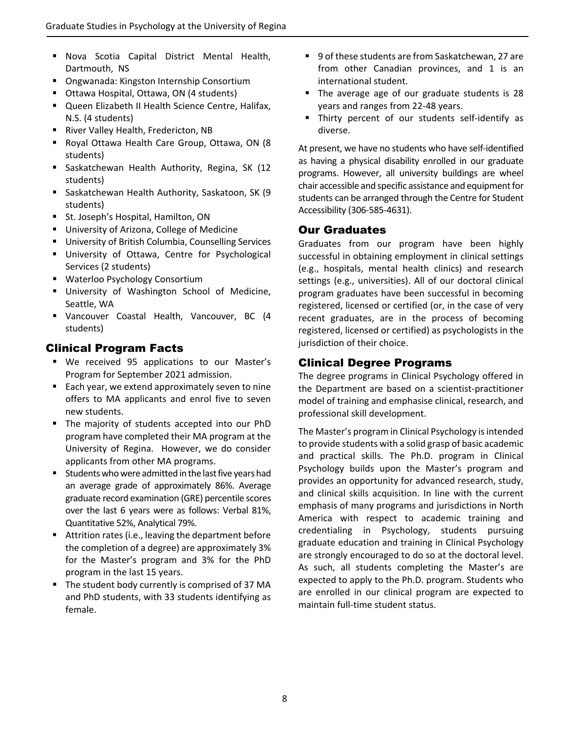- Nova Scotia Capital District Mental Health, Dartmouth, NS
- Ongwanada: Kingston Internship Consortium
- Ottawa Hospital, Ottawa, ON (4 students)
- Queen Elizabeth II Health Science Centre, Halifax, N.S. (4 students)
- River Valley Health, Fredericton, NB
- Royal Ottawa Health Care Group, Ottawa, ON (8 students)
- Saskatchewan Health Authority, Regina, SK (12 students)
- Saskatchewan Health Authority, Saskatoon, SK (9 students)
- St. Joseph's Hospital, Hamilton, ON
- University of Arizona, College of Medicine
- University of British Columbia, Counselling Services
- University of Ottawa, Centre for Psychological Services (2 students)
- Waterloo Psychology Consortium
- University of Washington School of Medicine, Seattle, WA
- Vancouver Coastal Health, Vancouver, BC (4 students)

## Clinical Program Facts

- We received 95 applications to our Master's Program for September 2021 admission.
- Each year, we extend approximately seven to nine offers to MA applicants and enrol five to seven new students.
- The majority of students accepted into our PhD program have completed their MA program at the University of Regina. However, we do consider applicants from other MA programs.
- Students who were admitted in the last five years had an average grade of approximately 86%. Average graduate record examination (GRE) percentile scores over the last 6 years were as follows: Verbal 81%, Quantitative 52%, Analytical 79%.
- Attrition rates (i.e., leaving the department before the completion of a degree) are approximately 3% for the Master's program and 3% for the PhD program in the last 15 years.
- The student body currently is comprised of 37 MA and PhD students, with 33 students identifying as female.
- 9 of these students are from Saskatchewan, 27 are from other Canadian provinces, and 1 is an international student.
- The average age of our graduate students is 28 years and ranges from 22-48 years.
- Thirty percent of our students self-identify as diverse.

At present, we have no students who have self-identified as having a physical disability enrolled in our graduate programs. However, all university buildings are wheel chair accessible and specific assistance and equipment for students can be arranged through the Centre for Student Accessibility (306-585-4631).

## Our Graduates

Graduates from our program have been highly successful in obtaining employment in clinical settings (e.g., hospitals, mental health clinics) and research settings (e.g., universities). All of our doctoral clinical program graduates have been successful in becoming registered, licensed or certified (or, in the case of very recent graduates, are in the process of becoming registered, licensed or certified) as psychologists in the jurisdiction of their choice.

## Clinical Degree Programs

The degree programs in Clinical Psychology offered in the Department are based on a scientist-practitioner model of training and emphasise clinical, research, and professional skill development.

The Master's program in Clinical Psychology is intended to provide students with a solid grasp of basic academic and practical skills. The Ph.D. program in Clinical Psychology builds upon the Master's program and provides an opportunity for advanced research, study, and clinical skills acquisition. In line with the current emphasis of many programs and jurisdictions in North America with respect to academic training and credentialing in Psychology, students pursuing graduate education and training in Clinical Psychology are strongly encouraged to do so at the doctoral level. As such, all students completing the Master's are expected to apply to the Ph.D. program. Students who are enrolled in our clinical program are expected to maintain full-time student status.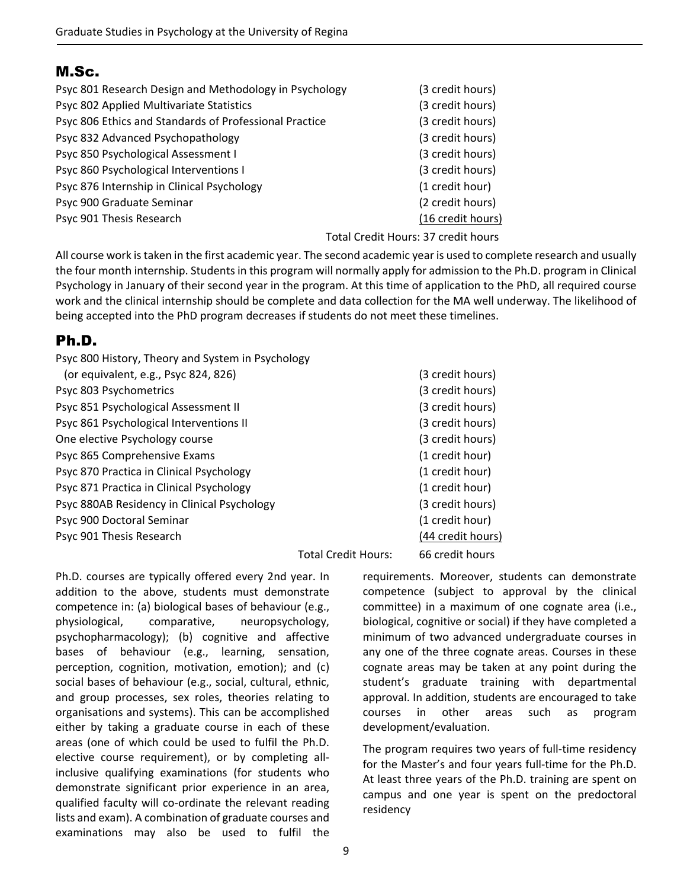## M.Sc.

| Course | Credit Hours |
|---|---|
| Psyc 801 Research Design and Methodology in Psychology | (3 credit hours) |
| Psyc 802 Applied Multivariate Statistics | (3 credit hours) |
| Psyc 806 Ethics and Standards of Professional Practice | (3 credit hours) |
| Psyc 832 Advanced Psychopathology | (3 credit hours) |
| Psyc 850 Psychological Assessment I | (3 credit hours) |
| Psyc 860 Psychological Interventions I | (3 credit hours) |
| Psyc 876 Internship in Clinical Psychology | (1 credit hour) |
| Psyc 900 Graduate Seminar | (2 credit hours) |
| Psyc 901 Thesis Research | (16 credit hours) |
| Total Credit Hours: | 37 credit hours |

All course work is taken in the first academic year. The second academic year is used to complete research and usually the four month internship. Students in this program will normally apply for admission to the Ph.D. program in Clinical Psychology in January of their second year in the program. At this time of application to the PhD, all required course work and the clinical internship should be complete and data collection for the MA well underway. The likelihood of being accepted into the PhD program decreases if students do not meet these timelines.

## Ph.D.

| Course | Credit Hours |
|---|---|
| Psyc 800 History, Theory and System in Psychology (or equivalent, e.g., Psyc 824, 826) | (3 credit hours) |
| Psyc 803 Psychometrics | (3 credit hours) |
| Psyc 851 Psychological Assessment II | (3 credit hours) |
| Psyc 861 Psychological Interventions II | (3 credit hours) |
| One elective Psychology course | (3 credit hours) |
| Psyc 865 Comprehensive Exams | (1 credit hour) |
| Psyc 870 Practica in Clinical Psychology | (1 credit hour) |
| Psyc 871 Practica in Clinical Psychology | (1 credit hour) |
| Psyc 880AB Residency in Clinical Psychology | (3 credit hours) |
| Psyc 900 Doctoral Seminar | (1 credit hour) |
| Psyc 901 Thesis Research | (44 credit hours) |
| Total Credit Hours: | 66 credit hours |

Ph.D. courses are typically offered every 2nd year. In addition to the above, students must demonstrate competence in: (a) biological bases of behaviour (e.g., physiological, comparative, neuropsychology, psychopharmacology); (b) cognitive and affective bases of behaviour (e.g., learning, sensation, perception, cognition, motivation, emotion); and (c) social bases of behaviour (e.g., social, cultural, ethnic, and group processes, sex roles, theories relating to organisations and systems). This can be accomplished either by taking a graduate course in each of these areas (one of which could be used to fulfil the Ph.D. elective course requirement), or by completing all-inclusive qualifying examinations (for students who demonstrate significant prior experience in an area, qualified faculty will co-ordinate the relevant reading lists and exam). A combination of graduate courses and examinations may also be used to fulfil the requirements. Moreover, students can demonstrate competence (subject to approval by the clinical committee) in a maximum of one cognate area (i.e., biological, cognitive or social) if they have completed a minimum of two advanced undergraduate courses in any one of the three cognate areas. Courses in these cognate areas may be taken at any point during the student's graduate training with departmental approval. In addition, students are encouraged to take courses in other areas such as program development/evaluation.

The program requires two years of full-time residency for the Master's and four years full-time for the Ph.D. At least three years of the Ph.D. training are spent on campus and one year is spent on the predoctoral residency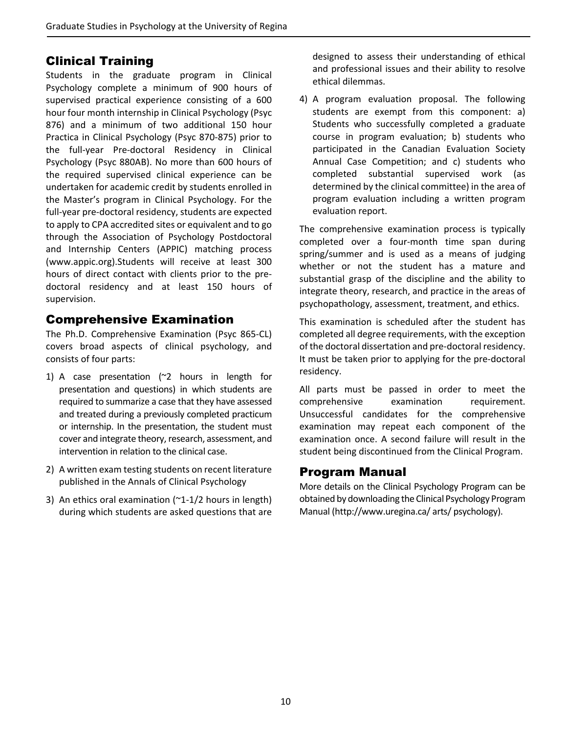## Clinical Training

Students in the graduate program in Clinical Psychology complete a minimum of 900 hours of supervised practical experience consisting of a 600 hour four month internship in Clinical Psychology (Psyc 876) and a minimum of two additional 150 hour Practica in Clinical Psychology (Psyc 870-875) prior to the full-year Pre-doctoral Residency in Clinical Psychology (Psyc 880AB). No more than 600 hours of the required supervised clinical experience can be undertaken for academic credit by students enrolled in the Master's program in Clinical Psychology. For the full-year pre-doctoral residency, students are expected to apply to CPA accredited sites or equivalent and to go through the Association of Psychology Postdoctoral and Internship Centers (APPIC) matching process (www.appic.org).Students will receive at least 300 hours of direct contact with clients prior to the pre-doctoral residency and at least 150 hours of supervision.

## Comprehensive Examination

The Ph.D. Comprehensive Examination (Psyc 865-CL) covers broad aspects of clinical psychology, and consists of four parts:

1) A case presentation (~2 hours in length for presentation and questions) in which students are required to summarize a case that they have assessed and treated during a previously completed practicum or internship. In the presentation, the student must cover and integrate theory, research, assessment, and intervention in relation to the clinical case.
2) A written exam testing students on recent literature published in the Annals of Clinical Psychology
3) An ethics oral examination (~1-1/2 hours in length) during which students are asked questions that are designed to assess their understanding of ethical and professional issues and their ability to resolve ethical dilemmas.
4) A program evaluation proposal. The following students are exempt from this component: a) Students who successfully completed a graduate course in program evaluation; b) students who participated in the Canadian Evaluation Society Annual Case Competition; and c) students who completed substantial supervised work (as determined by the clinical committee) in the area of program evaluation including a written program evaluation report.

The comprehensive examination process is typically completed over a four-month time span during spring/summer and is used as a means of judging whether or not the student has a mature and substantial grasp of the discipline and the ability to integrate theory, research, and practice in the areas of psychopathology, assessment, treatment, and ethics.

This examination is scheduled after the student has completed all degree requirements, with the exception of the doctoral dissertation and pre-doctoral residency. It must be taken prior to applying for the pre-doctoral residency.

All parts must be passed in order to meet the comprehensive examination requirement. Unsuccessful candidates for the comprehensive examination may repeat each component of the examination once. A second failure will result in the student being discontinued from the Clinical Program.

## Program Manual

More details on the Clinical Psychology Program can be obtained by downloading the Clinical Psychology Program Manual (http://www.uregina.ca/ arts/ psychology).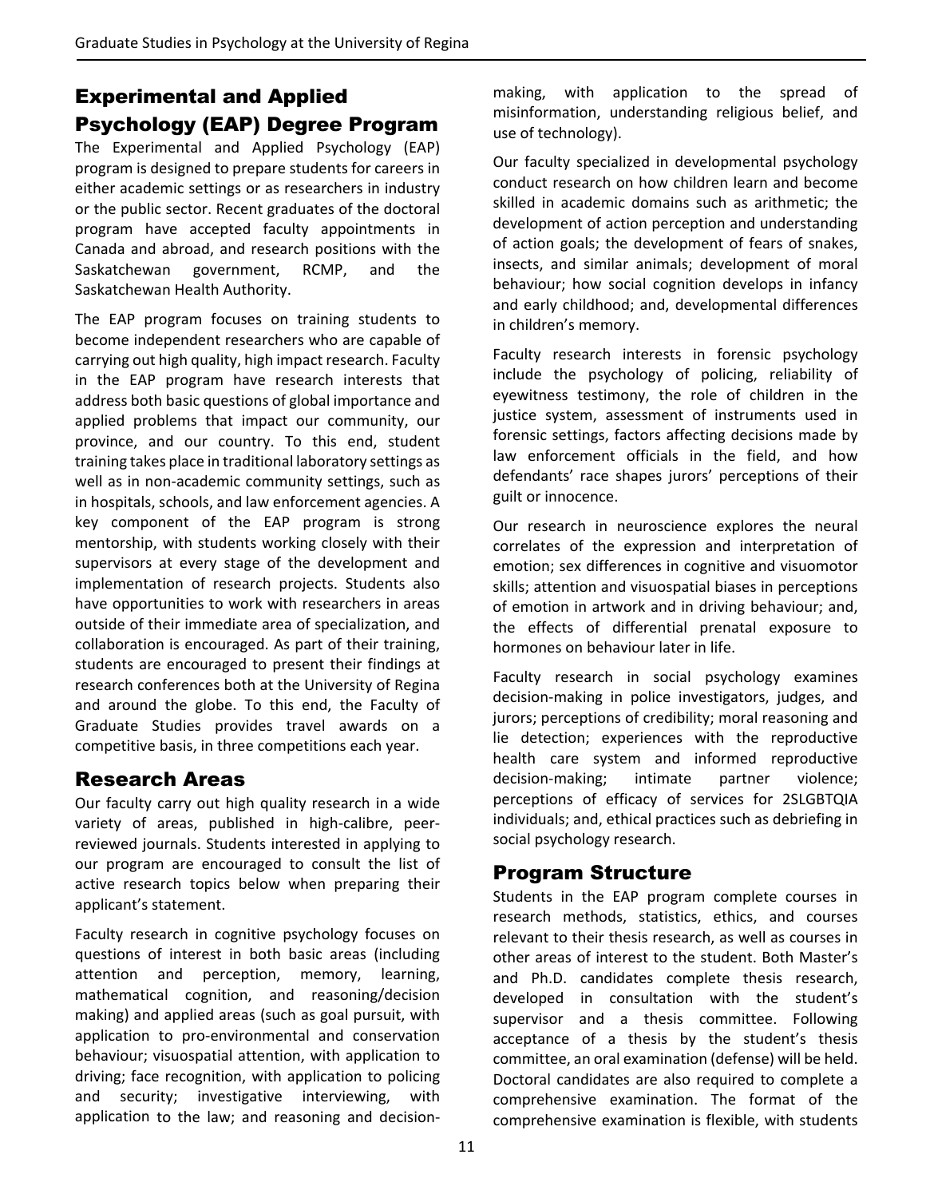## Experimental and Applied Psychology (EAP) Degree Program

The Experimental and Applied Psychology (EAP) program is designed to prepare students for careers in either academic settings or as researchers in industry or the public sector. Recent graduates of the doctoral program have accepted faculty appointments in Canada and abroad, and research positions with the Saskatchewan government, RCMP, and the Saskatchewan Health Authority.

The EAP program focuses on training students to become independent researchers who are capable of carrying out high quality, high impact research. Faculty in the EAP program have research interests that address both basic questions of global importance and applied problems that impact our community, our province, and our country. To this end, student training takes place in traditional laboratory settings as well as in non-academic community settings, such as in hospitals, schools, and law enforcement agencies. A key component of the EAP program is strong mentorship, with students working closely with their supervisors at every stage of the development and implementation of research projects. Students also have opportunities to work with researchers in areas outside of their immediate area of specialization, and collaboration is encouraged. As part of their training, students are encouraged to present their findings at research conferences both at the University of Regina and around the globe. To this end, the Faculty of Graduate Studies provides travel awards on a competitive basis, in three competitions each year.

## Research Areas

Our faculty carry out high quality research in a wide variety of areas, published in high-calibre, peer-reviewed journals. Students interested in applying to our program are encouraged to consult the list of active research topics below when preparing their applicant's statement.

Faculty research in cognitive psychology focuses on questions of interest in both basic areas (including attention and perception, memory, learning, mathematical cognition, and reasoning/decision making) and applied areas (such as goal pursuit, with application to pro-environmental and conservation behaviour; visuospatial attention, with application to driving; face recognition, with application to policing and security; investigative interviewing, with application to the law; and reasoning and decision-making, with application to the spread of misinformation, understanding religious belief, and use of technology).

Our faculty specialized in developmental psychology conduct research on how children learn and become skilled in academic domains such as arithmetic; the development of action perception and understanding of action goals; the development of fears of snakes, insects, and similar animals; development of moral behaviour; how social cognition develops in infancy and early childhood; and, developmental differences in children's memory.

Faculty research interests in forensic psychology include the psychology of policing, reliability of eyewitness testimony, the role of children in the justice system, assessment of instruments used in forensic settings, factors affecting decisions made by law enforcement officials in the field, and how defendants' race shapes jurors' perceptions of their guilt or innocence.

Our research in neuroscience explores the neural correlates of the expression and interpretation of emotion; sex differences in cognitive and visuomotor skills; attention and visuospatial biases in perceptions of emotion in artwork and in driving behaviour; and, the effects of differential prenatal exposure to hormones on behaviour later in life.

Faculty research in social psychology examines decision-making in police investigators, judges, and jurors; perceptions of credibility; moral reasoning and lie detection; experiences with the reproductive health care system and informed reproductive decision-making; intimate partner violence; perceptions of efficacy of services for 2SLGBTQIA individuals; and, ethical practices such as debriefing in social psychology research.

## Program Structure

Students in the EAP program complete courses in research methods, statistics, ethics, and courses relevant to their thesis research, as well as courses in other areas of interest to the student. Both Master's and Ph.D. candidates complete thesis research, developed in consultation with the student's supervisor and a thesis committee. Following acceptance of a thesis by the student's thesis committee, an oral examination (defense) will be held. Doctoral candidates are also required to complete a comprehensive examination. The format of the comprehensive examination is flexible, with students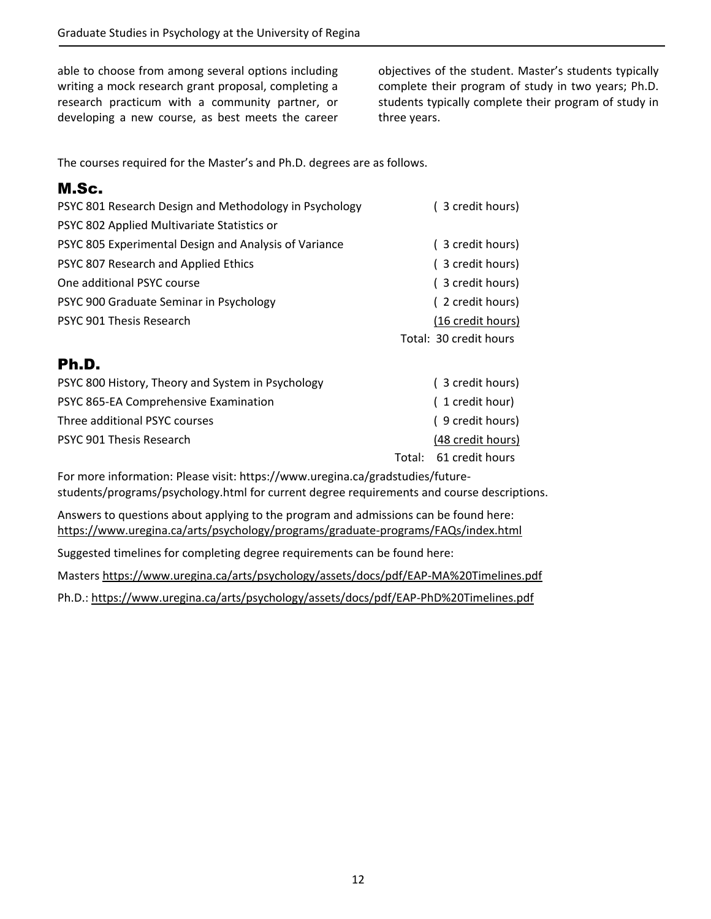able to choose from among several options including writing a mock research grant proposal, completing a research practicum with a community partner, or developing a new course, as best meets the career objectives of the student. Master's students typically complete their program of study in two years; Ph.D. students typically complete their program of study in three years.

The courses required for the Master's and Ph.D. degrees are as follows.

## M.Sc.

| Course | Credit Hours |
|---|---|
| PSYC 801 Research Design and Methodology in Psychology | ( 3 credit hours) |
| PSYC 802 Applied Multivariate Statistics or PSYC 805 Experimental Design and Analysis of Variance | ( 3 credit hours) |
| PSYC 807 Research and Applied Ethics | ( 3 credit hours) |
| One additional PSYC course | ( 3 credit hours) |
| PSYC 900 Graduate Seminar in Psychology | ( 2 credit hours) |
| PSYC 901 Thesis Research | (16 credit hours) |
| | Total: 30 credit hours |

## Ph.D.

| Course | Credit Hours |
|---|---|
| PSYC 800 History, Theory and System in Psychology | ( 3 credit hours) |
| PSYC 865-EA Comprehensive Examination | ( 1 credit hour) |
| Three additional PSYC courses | ( 9 credit hours) |
| PSYC 901 Thesis Research | (48 credit hours) |
| | Total: 61 credit hours |

For more information: Please visit: https://www.uregina.ca/gradstudies/future-students/programs/psychology.html for current degree requirements and course descriptions.

Answers to questions about applying to the program and admissions can be found here: https://www.uregina.ca/arts/psychology/programs/graduate-programs/FAQs/index.html

Suggested timelines for completing degree requirements can be found here:

Masters https://www.uregina.ca/arts/psychology/assets/docs/pdf/EAP-MA%20Timelines.pdf

Ph.D.: https://www.uregina.ca/arts/psychology/assets/docs/pdf/EAP-PhD%20Timelines.pdf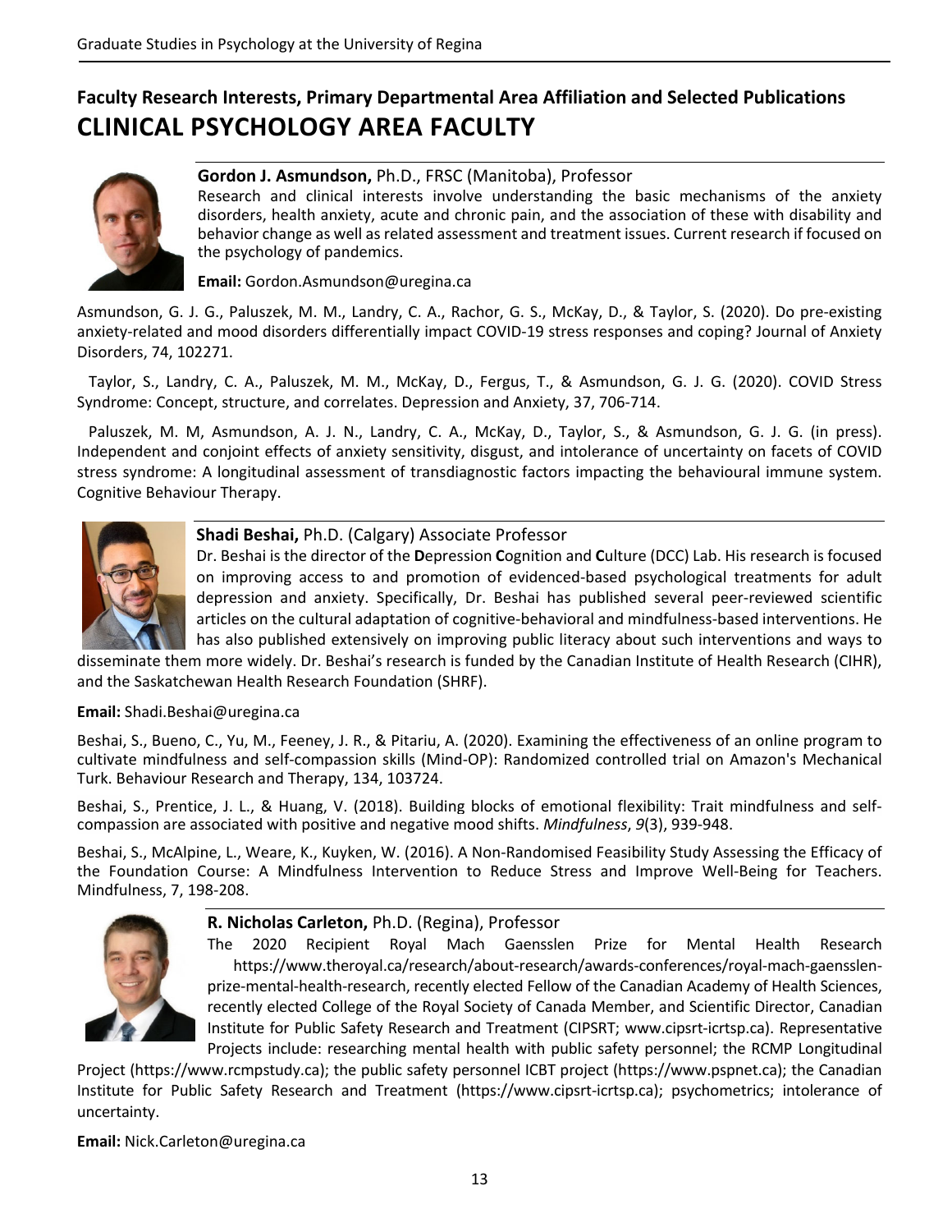## Faculty Research Interests, Primary Departmental Area Affiliation and Selected Publications

# CLINICAL PSYCHOLOGY AREA FACULTY

**Gordon J. Asmundson,** Ph.D., FRSC (Manitoba), Professor

Research and clinical interests involve understanding the basic mechanisms of the anxiety disorders, health anxiety, acute and chronic pain, and the association of these with disability and behavior change as well as related assessment and treatment issues. Current research if focused on the psychology of pandemics.

**Email:** Gordon.Asmundson@uregina.ca

Asmundson, G. J. G., Paluszek, M. M., Landry, C. A., Rachor, G. S., McKay, D., & Taylor, S. (2020). Do pre-existing anxiety-related and mood disorders differentially impact COVID-19 stress responses and coping? Journal of Anxiety Disorders, 74, 102271.

Taylor, S., Landry, C. A., Paluszek, M. M., McKay, D., Fergus, T., & Asmundson, G. J. G. (2020). COVID Stress Syndrome: Concept, structure, and correlates. Depression and Anxiety, 37, 706-714.

Paluszek, M. M, Asmundson, A. J. N., Landry, C. A., McKay, D., Taylor, S., & Asmundson, G. J. G. (in press). Independent and conjoint effects of anxiety sensitivity, disgust, and intolerance of uncertainty on facets of COVID stress syndrome: A longitudinal assessment of transdiagnostic factors impacting the behavioural immune system. Cognitive Behaviour Therapy.

**Shadi Beshai,** Ph.D. (Calgary) Associate Professor

Dr. Beshai is the director of the **D**epression **C**ognition and **C**ulture (DCC) Lab. His research is focused on improving access to and promotion of evidenced-based psychological treatments for adult depression and anxiety. Specifically, Dr. Beshai has published several peer-reviewed scientific articles on the cultural adaptation of cognitive-behavioral and mindfulness-based interventions. He has also published extensively on improving public literacy about such interventions and ways to disseminate them more widely. Dr. Beshai's research is funded by the Canadian Institute of Health Research (CIHR), and the Saskatchewan Health Research Foundation (SHRF).

**Email:** Shadi.Beshai@uregina.ca

Beshai, S., Bueno, C., Yu, M., Feeney, J. R., & Pitariu, A. (2020). Examining the effectiveness of an online program to cultivate mindfulness and self-compassion skills (Mind-OP): Randomized controlled trial on Amazon's Mechanical Turk. Behaviour Research and Therapy, 134, 103724.

Beshai, S., Prentice, J. L., & Huang, V. (2018). Building blocks of emotional flexibility: Trait mindfulness and self-compassion are associated with positive and negative mood shifts. *Mindfulness*, *9*(3), 939-948.

Beshai, S., McAlpine, L., Weare, K., Kuyken, W. (2016). A Non-Randomised Feasibility Study Assessing the Efficacy of the Foundation Course: A Mindfulness Intervention to Reduce Stress and Improve Well-Being for Teachers. Mindfulness, 7, 198-208.

**R. Nicholas Carleton,** Ph.D. (Regina), Professor

The 2020 Recipient Royal Mach Gaensslen Prize for Mental Health Research https://www.theroyal.ca/research/about-research/awards-conferences/royal-mach-gaensslen-prize-mental-health-research, recently elected Fellow of the Canadian Academy of Health Sciences, recently elected College of the Royal Society of Canada Member, and Scientific Director, Canadian Institute for Public Safety Research and Treatment (CIPSRT; www.cipsrt-icrtsp.ca). Representative Projects include: researching mental health with public safety personnel; the RCMP Longitudinal Project (https://www.rcmpstudy.ca); the public safety personnel ICBT project (https://www.pspnet.ca); the Canadian Institute for Public Safety Research and Treatment (https://www.cipsrt-icrtsp.ca); psychometrics; intolerance of uncertainty.

**Email:** Nick.Carleton@uregina.ca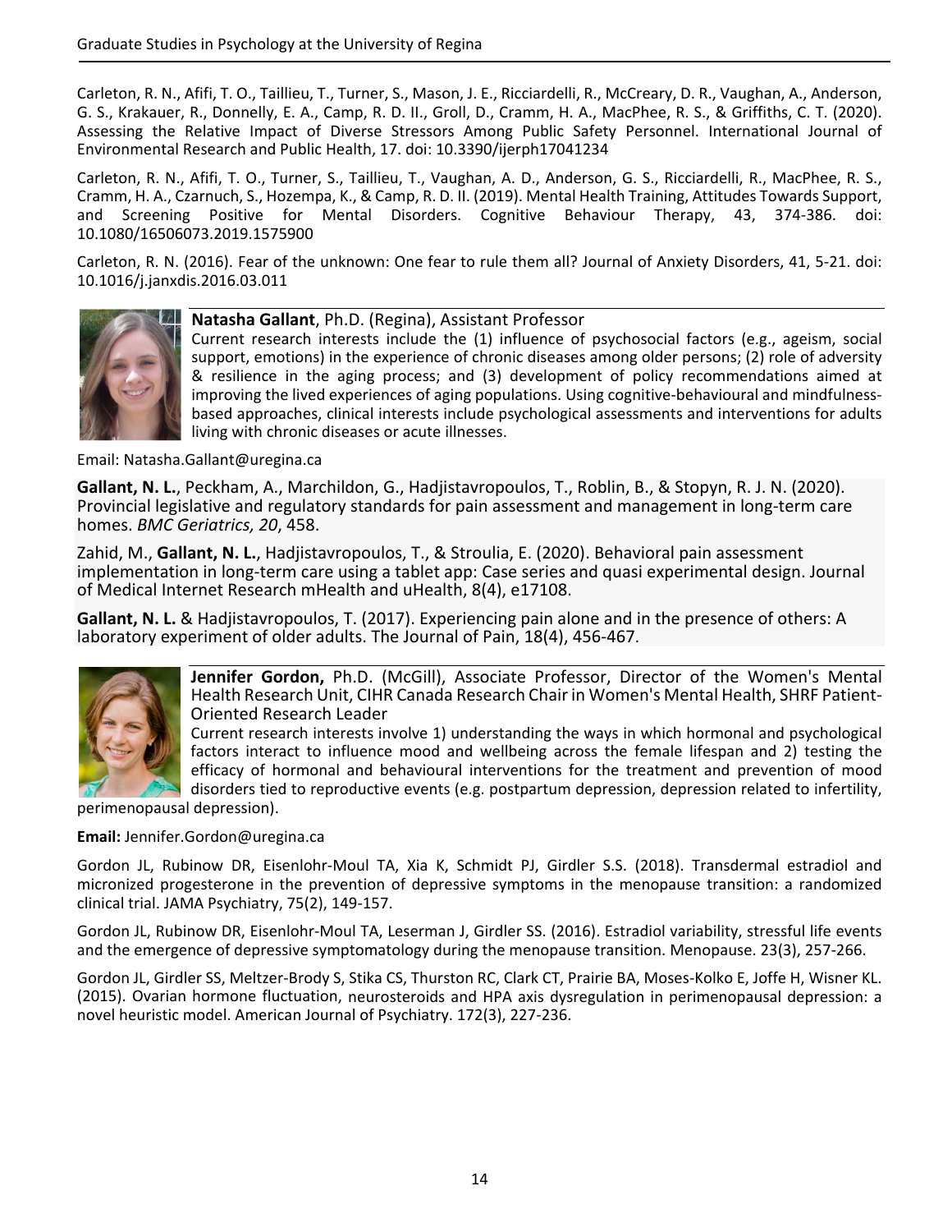Carleton, R. N., Afifi, T. O., Taillieu, T., Turner, S., Mason, J. E., Ricciardelli, R., McCreary, D. R., Vaughan, A., Anderson, G. S., Krakauer, R., Donnelly, E. A., Camp, R. D. II., Groll, D., Cramm, H. A., MacPhee, R. S., & Griffiths, C. T. (2020). Assessing the Relative Impact of Diverse Stressors Among Public Safety Personnel. International Journal of Environmental Research and Public Health, 17. doi: 10.3390/ijerph17041234

Carleton, R. N., Afifi, T. O., Turner, S., Taillieu, T., Vaughan, A. D., Anderson, G. S., Ricciardelli, R., MacPhee, R. S., Cramm, H. A., Czarnuch, S., Hozempa, K., & Camp, R. D. II. (2019). Mental Health Training, Attitudes Towards Support, and Screening Positive for Mental Disorders. Cognitive Behaviour Therapy, 43, 374-386. doi: 10.1080/16506073.2019.1575900

Carleton, R. N. (2016). Fear of the unknown: One fear to rule them all? Journal of Anxiety Disorders, 41, 5-21. doi: 10.1016/j.janxdis.2016.03.011

**Natasha Gallant**, Ph.D. (Regina), Assistant Professor

Current research interests include the (1) influence of psychosocial factors (e.g., ageism, social support, emotions) in the experience of chronic diseases among older persons; (2) role of adversity & resilience in the aging process; and (3) development of policy recommendations aimed at improving the lived experiences of aging populations. Using cognitive-behavioural and mindfulness-based approaches, clinical interests include psychological assessments and interventions for adults living with chronic diseases or acute illnesses.

Email: Natasha.Gallant@uregina.ca

**Gallant, N. L.**, Peckham, A., Marchildon, G., Hadjistavropoulos, T., Roblin, B., & Stopyn, R. J. N. (2020). Provincial legislative and regulatory standards for pain assessment and management in long-term care homes. *BMC Geriatrics, 20*, 458.

Zahid, M., **Gallant, N. L.**, Hadjistavropoulos, T., & Stroulia, E. (2020). Behavioral pain assessment implementation in long-term care using a tablet app: Case series and quasi experimental design. Journal of Medical Internet Research mHealth and uHealth, 8(4), e17108.

**Gallant, N. L.** & Hadjistavropoulos, T. (2017). Experiencing pain alone and in the presence of others: A laboratory experiment of older adults. The Journal of Pain, 18(4), 456-467.

**Jennifer Gordon,** Ph.D. (McGill), Associate Professor, Director of the Women's Mental Health Research Unit, CIHR Canada Research Chair in Women's Mental Health, SHRF Patient-Oriented Research Leader

Current research interests involve 1) understanding the ways in which hormonal and psychological factors interact to influence mood and wellbeing across the female lifespan and 2) testing the efficacy of hormonal and behavioural interventions for the treatment and prevention of mood disorders tied to reproductive events (e.g. postpartum depression, depression related to infertility, perimenopausal depression).

**Email:** Jennifer.Gordon@uregina.ca

Gordon JL, Rubinow DR, Eisenlohr-Moul TA, Xia K, Schmidt PJ, Girdler S.S. (2018). Transdermal estradiol and micronized progesterone in the prevention of depressive symptoms in the menopause transition: a randomized clinical trial. JAMA Psychiatry, 75(2), 149-157.

Gordon JL, Rubinow DR, Eisenlohr-Moul TA, Leserman J, Girdler SS. (2016). Estradiol variability, stressful life events and the emergence of depressive symptomatology during the menopause transition. Menopause. 23(3), 257-266.

Gordon JL, Girdler SS, Meltzer-Brody S, Stika CS, Thurston RC, Clark CT, Prairie BA, Moses-Kolko E, Joffe H, Wisner KL. (2015). Ovarian hormone fluctuation, neurosteroids and HPA axis dysregulation in perimenopausal depression: a novel heuristic model. American Journal of Psychiatry. 172(3), 227-236.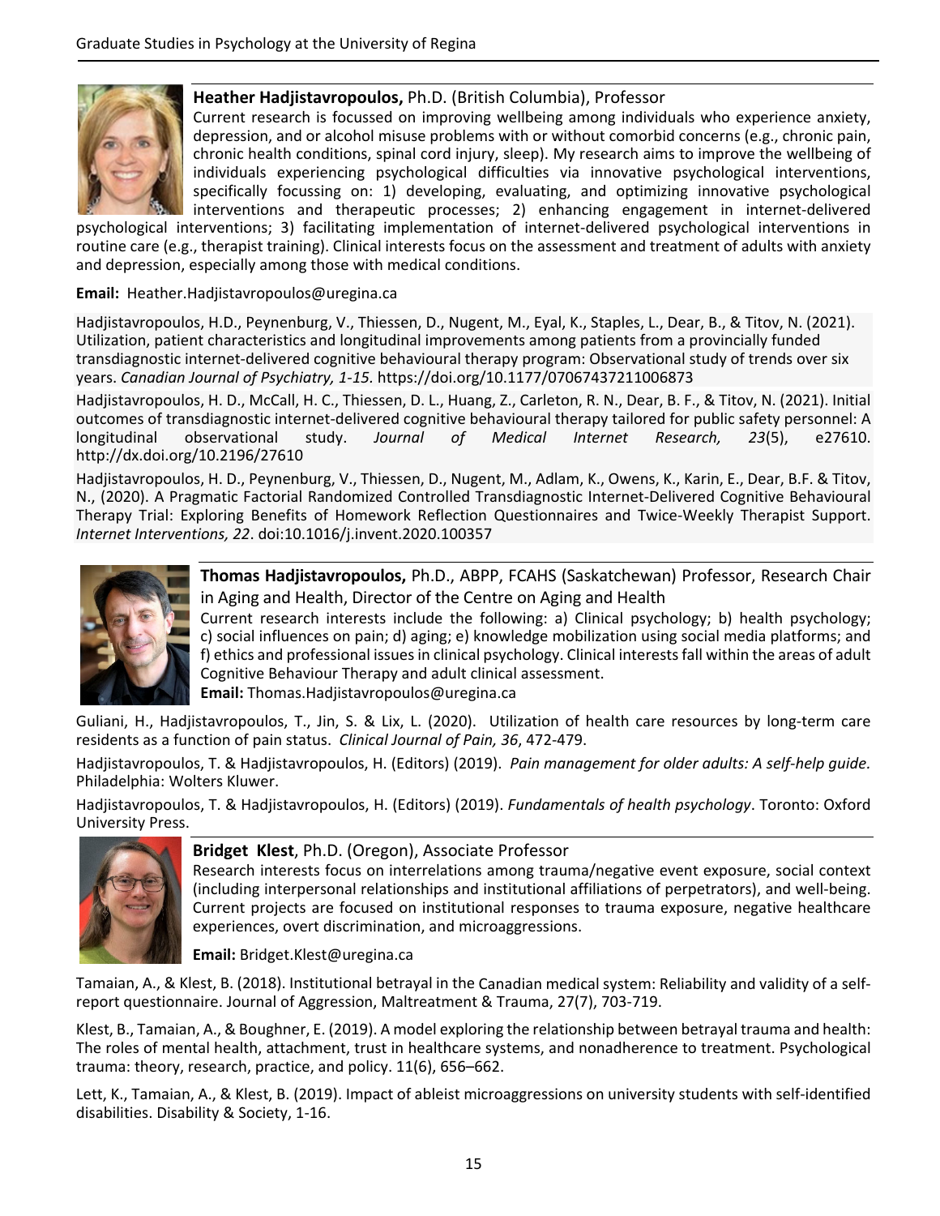**Heather Hadjistavropoulos,** Ph.D. (British Columbia), Professor

Current research is focussed on improving wellbeing among individuals who experience anxiety, depression, and or alcohol misuse problems with or without comorbid concerns (e.g., chronic pain, chronic health conditions, spinal cord injury, sleep). My research aims to improve the wellbeing of individuals experiencing psychological difficulties via innovative psychological interventions, specifically focussing on: 1) developing, evaluating, and optimizing innovative psychological interventions and therapeutic processes; 2) enhancing engagement in internet-delivered psychological interventions; 3) facilitating implementation of internet-delivered psychological interventions in routine care (e.g., therapist training). Clinical interests focus on the assessment and treatment of adults with anxiety and depression, especially among those with medical conditions.

**Email:** Heather.Hadjistavropoulos@uregina.ca

Hadjistavropoulos, H.D., Peynenburg, V., Thiessen, D., Nugent, M., Eyal, K., Staples, L., Dear, B., & Titov, N. (2021). Utilization, patient characteristics and longitudinal improvements among patients from a provincially funded transdiagnostic internet-delivered cognitive behavioural therapy program: Observational study of trends over six years. *Canadian Journal of Psychiatry, 1-15.* https://doi.org/10.1177/07067437211006873

Hadjistavropoulos, H. D., McCall, H. C., Thiessen, D. L., Huang, Z., Carleton, R. N., Dear, B. F., & Titov, N. (2021). Initial outcomes of transdiagnostic internet-delivered cognitive behavioural therapy tailored for public safety personnel: A longitudinal observational study. *Journal of Medical Internet Research, 23*(5), e27610. http://dx.doi.org/10.2196/27610

Hadjistavropoulos, H. D., Peynenburg, V., Thiessen, D., Nugent, M., Adlam, K., Owens, K., Karin, E., Dear, B.F. & Titov, N., (2020). A Pragmatic Factorial Randomized Controlled Transdiagnostic Internet-Delivered Cognitive Behavioural Therapy Trial: Exploring Benefits of Homework Reflection Questionnaires and Twice-Weekly Therapist Support. *Internet Interventions, 22*. doi:10.1016/j.invent.2020.100357

**Thomas Hadjistavropoulos,** Ph.D., ABPP, FCAHS (Saskatchewan) Professor, Research Chair in Aging and Health, Director of the Centre on Aging and Health

Current research interests include the following: a) Clinical psychology; b) health psychology; c) social influences on pain; d) aging; e) knowledge mobilization using social media platforms; and f) ethics and professional issues in clinical psychology. Clinical interests fall within the areas of adult Cognitive Behaviour Therapy and adult clinical assessment.

**Email:** Thomas.Hadjistavropoulos@uregina.ca

Guliani, H., Hadjistavropoulos, T., Jin, S. & Lix, L. (2020). Utilization of health care resources by long-term care residents as a function of pain status. *Clinical Journal of Pain, 36*, 472-479.

Hadjistavropoulos, T. & Hadjistavropoulos, H. (Editors) (2019). *Pain management for older adults: A self-help guide.* Philadelphia: Wolters Kluwer.

Hadjistavropoulos, T. & Hadjistavropoulos, H. (Editors) (2019). *Fundamentals of health psychology*. Toronto: Oxford University Press.

**Bridget Klest**, Ph.D. (Oregon), Associate Professor

Research interests focus on interrelations among trauma/negative event exposure, social context (including interpersonal relationships and institutional affiliations of perpetrators), and well-being. Current projects are focused on institutional responses to trauma exposure, negative healthcare experiences, overt discrimination, and microaggressions.

**Email:** Bridget.Klest@uregina.ca

Tamaian, A., & Klest, B. (2018). Institutional betrayal in the Canadian medical system: Reliability and validity of a self-report questionnaire. Journal of Aggression, Maltreatment & Trauma, 27(7), 703-719.

Klest, B., Tamaian, A., & Boughner, E. (2019). A model exploring the relationship between betrayal trauma and health: The roles of mental health, attachment, trust in healthcare systems, and nonadherence to treatment. Psychological trauma: theory, research, practice, and policy. 11(6), 656–662.

Lett, K., Tamaian, A., & Klest, B. (2019). Impact of ableist microaggressions on university students with self-identified disabilities. Disability & Society, 1-16.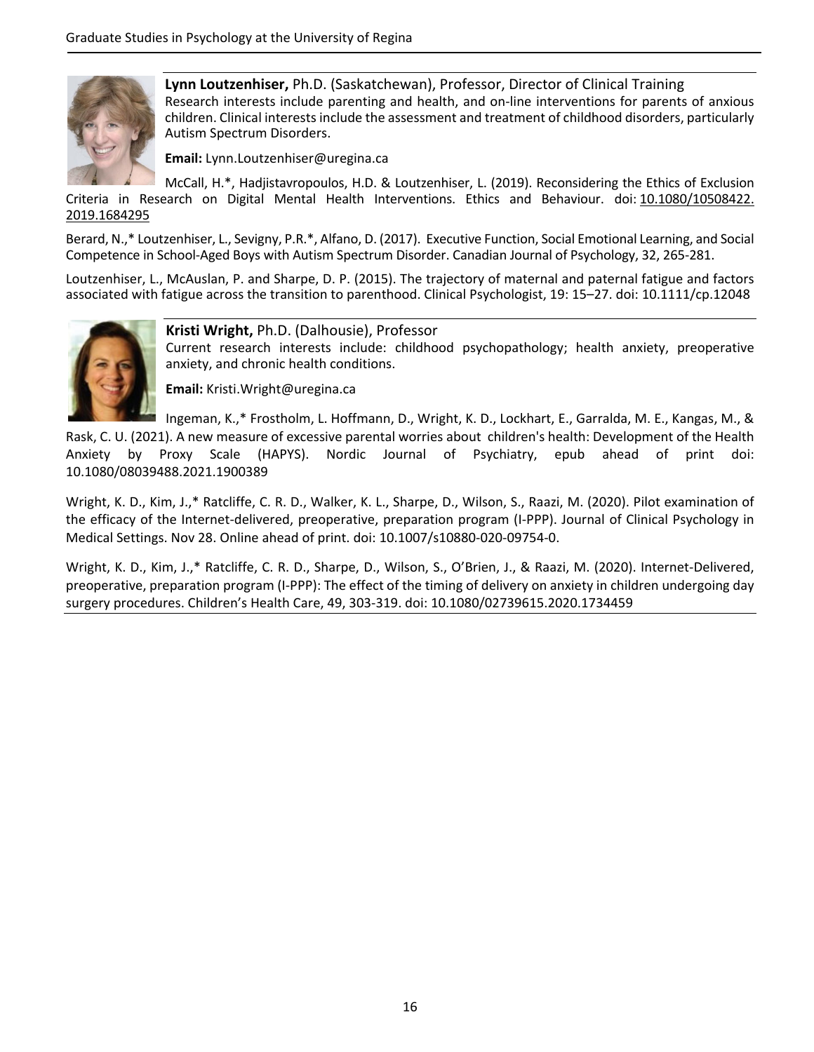**Lynn Loutzenhiser,** Ph.D. (Saskatchewan), Professor, Director of Clinical Training
Research interests include parenting and health, and on-line interventions for parents of anxious children. Clinical interests include the assessment and treatment of childhood disorders, particularly Autism Spectrum Disorders.

**Email:** Lynn.Loutzenhiser@uregina.ca

McCall, H.*, Hadjistavropoulos, H.D. & Loutzenhiser, L. (2019). Reconsidering the Ethics of Exclusion Criteria in Research on Digital Mental Health Interventions. Ethics and Behaviour. doi: 10.1080/10508422.2019.1684295

Berard, N.,* Loutzenhiser, L., Sevigny, P.R.*, Alfano, D. (2017). Executive Function, Social Emotional Learning, and Social Competence in School-Aged Boys with Autism Spectrum Disorder. Canadian Journal of Psychology, 32, 265-281.

Loutzenhiser, L., McAuslan, P. and Sharpe, D. P. (2015). The trajectory of maternal and paternal fatigue and factors associated with fatigue across the transition to parenthood. Clinical Psychologist, 19: 15–27. doi: 10.1111/cp.12048

**Kristi Wright,** Ph.D. (Dalhousie), Professor
Current research interests include: childhood psychopathology; health anxiety, preoperative anxiety, and chronic health conditions.

**Email:** Kristi.Wright@uregina.ca

Ingeman, K.,* Frostholm, L. Hoffmann, D., Wright, K. D., Lockhart, E., Garralda, M. E., Kangas, M., & Rask, C. U. (2021). A new measure of excessive parental worries about children's health: Development of the Health Anxiety by Proxy Scale (HAPYS). Nordic Journal of Psychiatry, epub ahead of print doi: 10.1080/08039488.2021.1900389

Wright, K. D., Kim, J.,* Ratcliffe, C. R. D., Walker, K. L., Sharpe, D., Wilson, S., Raazi, M. (2020). Pilot examination of the efficacy of the Internet-delivered, preoperative, preparation program (I-PPP). Journal of Clinical Psychology in Medical Settings. Nov 28. Online ahead of print. doi: 10.1007/s10880-020-09754-0.

Wright, K. D., Kim, J.,* Ratcliffe, C. R. D., Sharpe, D., Wilson, S., O'Brien, J., & Raazi, M. (2020). Internet-Delivered, preoperative, preparation program (I-PPP): The effect of the timing of delivery on anxiety in children undergoing day surgery procedures. Children's Health Care, 49, 303-319. doi: 10.1080/02739615.2020.1734459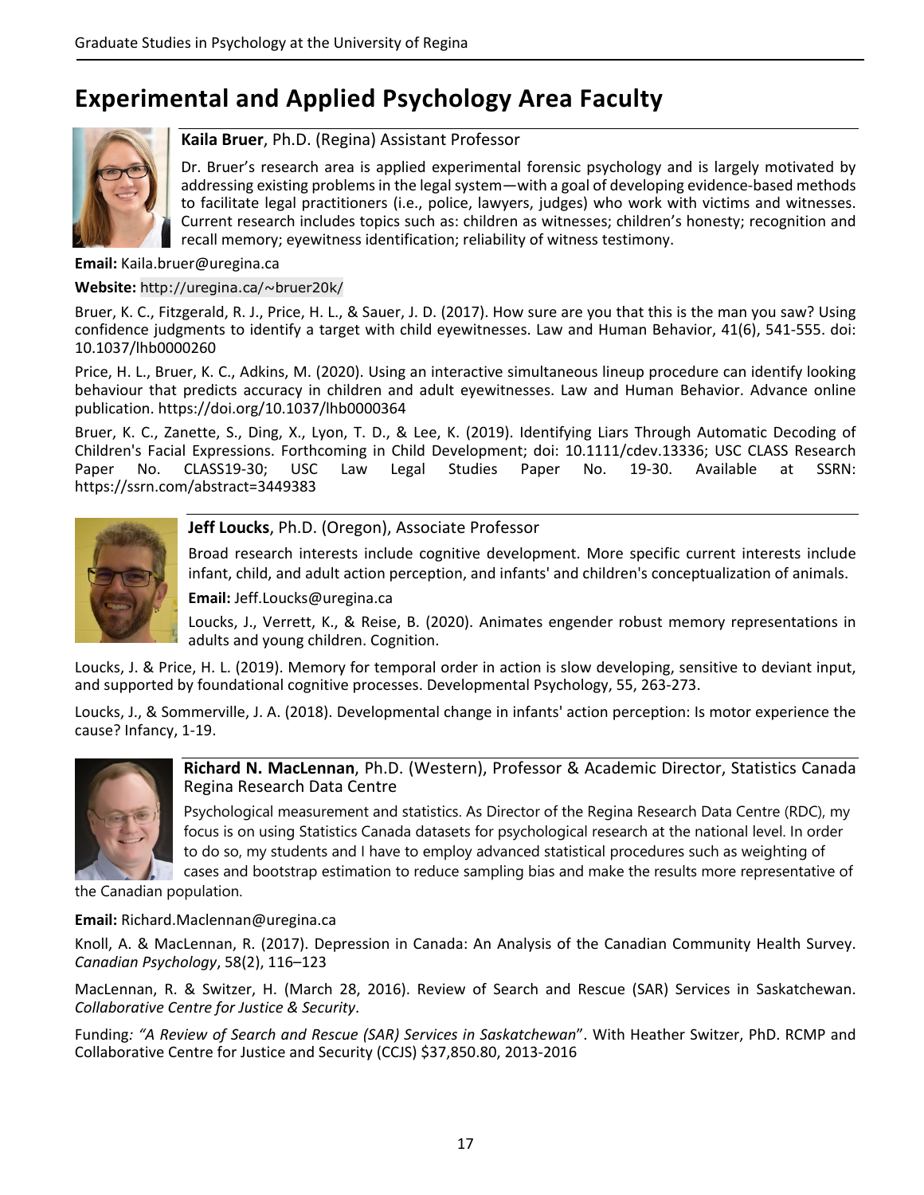## Experimental and Applied Psychology Area Faculty

**Kaila Bruer**, Ph.D. (Regina) Assistant Professor

Dr. Bruer's research area is applied experimental forensic psychology and is largely motivated by addressing existing problems in the legal system—with a goal of developing evidence-based methods to facilitate legal practitioners (i.e., police, lawyers, judges) who work with victims and witnesses. Current research includes topics such as: children as witnesses; children's honesty; recognition and recall memory; eyewitness identification; reliability of witness testimony.

**Email:** Kaila.bruer@uregina.ca

**Website:** http://uregina.ca/~bruer20k/

Bruer, K. C., Fitzgerald, R. J., Price, H. L., & Sauer, J. D. (2017). How sure are you that this is the man you saw? Using confidence judgments to identify a target with child eyewitnesses. Law and Human Behavior, 41(6), 541-555. doi: 10.1037/lhb0000260

Price, H. L., Bruer, K. C., Adkins, M. (2020). Using an interactive simultaneous lineup procedure can identify looking behaviour that predicts accuracy in children and adult eyewitnesses. Law and Human Behavior. Advance online publication. https://doi.org/10.1037/lhb0000364

Bruer, K. C., Zanette, S., Ding, X., Lyon, T. D., & Lee, K. (2019). Identifying Liars Through Automatic Decoding of Children's Facial Expressions. Forthcoming in Child Development; doi: 10.1111/cdev.13336; USC CLASS Research Paper No. CLASS19-30; USC Law Legal Studies Paper No. 19-30. Available at SSRN: https://ssrn.com/abstract=3449383

**Jeff Loucks**, Ph.D. (Oregon), Associate Professor

Broad research interests include cognitive development. More specific current interests include infant, child, and adult action perception, and infants' and children's conceptualization of animals.

**Email:** Jeff.Loucks@uregina.ca

Loucks, J., Verrett, K., & Reise, B. (2020). Animates engender robust memory representations in adults and young children. Cognition.

Loucks, J. & Price, H. L. (2019). Memory for temporal order in action is slow developing, sensitive to deviant input, and supported by foundational cognitive processes. Developmental Psychology, 55, 263-273.

Loucks, J., & Sommerville, J. A. (2018). Developmental change in infants' action perception: Is motor experience the cause? Infancy, 1-19.

**Richard N. MacLennan**, Ph.D. (Western), Professor & Academic Director, Statistics Canada Regina Research Data Centre

Psychological measurement and statistics. As Director of the Regina Research Data Centre (RDC), my focus is on using Statistics Canada datasets for psychological research at the national level. In order to do so, my students and I have to employ advanced statistical procedures such as weighting of cases and bootstrap estimation to reduce sampling bias and make the results more representative of the Canadian population.

**Email:** Richard.Maclennan@uregina.ca

Knoll, A. & MacLennan, R. (2017). Depression in Canada: An Analysis of the Canadian Community Health Survey. *Canadian Psychology*, 58(2), 116–123

MacLennan, R. & Switzer, H. (March 28, 2016). Review of Search and Rescue (SAR) Services in Saskatchewan. *Collaborative Centre for Justice & Security*.

Funding*: "A Review of Search and Rescue (SAR) Services in Saskatchewan*". With Heather Switzer, PhD. RCMP and Collaborative Centre for Justice and Security (CCJS) $37,850.80, 2013-2016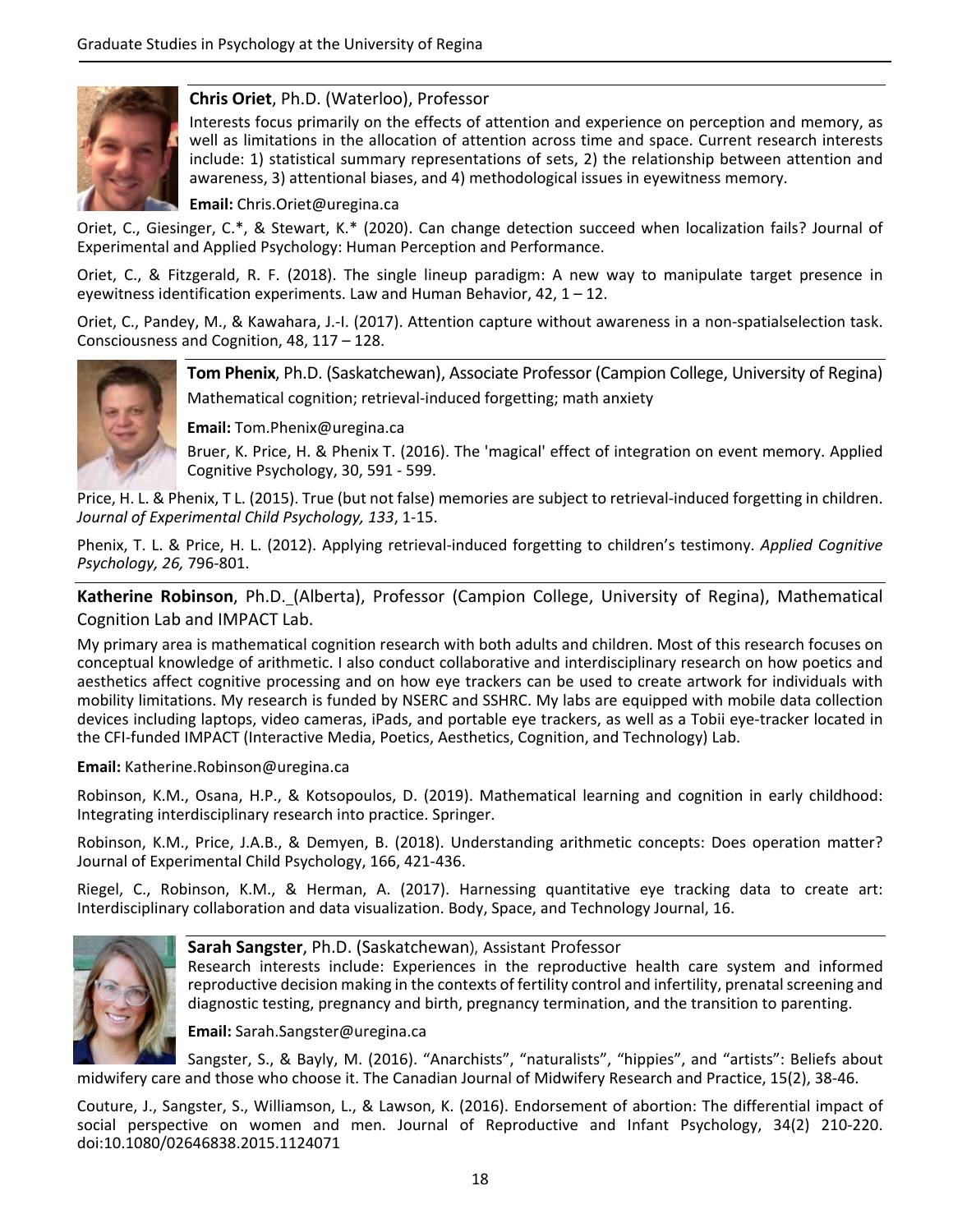**Chris Oriet**, Ph.D. (Waterloo), Professor

Interests focus primarily on the effects of attention and experience on perception and memory, as well as limitations in the allocation of attention across time and space. Current research interests include: 1) statistical summary representations of sets, 2) the relationship between attention and awareness, 3) attentional biases, and 4) methodological issues in eyewitness memory.

**Email:** Chris.Oriet@uregina.ca

Oriet, C., Giesinger, C.*, & Stewart, K.* (2020). Can change detection succeed when localization fails? Journal of Experimental and Applied Psychology: Human Perception and Performance.

Oriet, C., & Fitzgerald, R. F. (2018). The single lineup paradigm: A new way to manipulate target presence in eyewitness identification experiments. Law and Human Behavior, 42, 1 – 12.

Oriet, C., Pandey, M., & Kawahara, J.-I. (2017). Attention capture without awareness in a non-spatialselection task. Consciousness and Cognition, 48, 117 – 128.

**Tom Phenix**, Ph.D. (Saskatchewan), Associate Professor (Campion College, University of Regina)

Mathematical cognition; retrieval-induced forgetting; math anxiety

**Email:** Tom.Phenix@uregina.ca

Bruer, K. Price, H. & Phenix T. (2016). The 'magical' effect of integration on event memory. Applied Cognitive Psychology, 30, 591 - 599.

Price, H. L. & Phenix, T L. (2015). True (but not false) memories are subject to retrieval-induced forgetting in children. *Journal of Experimental Child Psychology, 133*, 1-15.

Phenix, T. L. & Price, H. L. (2012). Applying retrieval-induced forgetting to children's testimony. *Applied Cognitive Psychology, 26,* 796-801.

**Katherine Robinson**, Ph.D. (Alberta), Professor (Campion College, University of Regina), Mathematical Cognition Lab and IMPACT Lab.

My primary area is mathematical cognition research with both adults and children. Most of this research focuses on conceptual knowledge of arithmetic. I also conduct collaborative and interdisciplinary research on how poetics and aesthetics affect cognitive processing and on how eye trackers can be used to create artwork for individuals with mobility limitations. My research is funded by NSERC and SSHRC. My labs are equipped with mobile data collection devices including laptops, video cameras, iPads, and portable eye trackers, as well as a Tobii eye-tracker located in the CFI-funded IMPACT (Interactive Media, Poetics, Aesthetics, Cognition, and Technology) Lab.

**Email:** Katherine.Robinson@uregina.ca

Robinson, K.M., Osana, H.P., & Kotsopoulos, D. (2019). Mathematical learning and cognition in early childhood: Integrating interdisciplinary research into practice. Springer.

Robinson, K.M., Price, J.A.B., & Demyen, B. (2018). Understanding arithmetic concepts: Does operation matter? Journal of Experimental Child Psychology, 166, 421-436.

Riegel, C., Robinson, K.M., & Herman, A. (2017). Harnessing quantitative eye tracking data to create art: Interdisciplinary collaboration and data visualization. Body, Space, and Technology Journal, 16.

**Sarah Sangster**, Ph.D. (Saskatchewan), Assistant Professor

Research interests include: Experiences in the reproductive health care system and informed reproductive decision making in the contexts of fertility control and infertility, prenatal screening and diagnostic testing, pregnancy and birth, pregnancy termination, and the transition to parenting.

**Email:** Sarah.Sangster@uregina.ca

Sangster, S., & Bayly, M. (2016). "Anarchists", "naturalists", "hippies", and "artists": Beliefs about midwifery care and those who choose it. The Canadian Journal of Midwifery Research and Practice, 15(2), 38-46.

Couture, J., Sangster, S., Williamson, L., & Lawson, K. (2016). Endorsement of abortion: The differential impact of social perspective on women and men. Journal of Reproductive and Infant Psychology, 34(2) 210-220. doi:10.1080/02646838.2015.1124071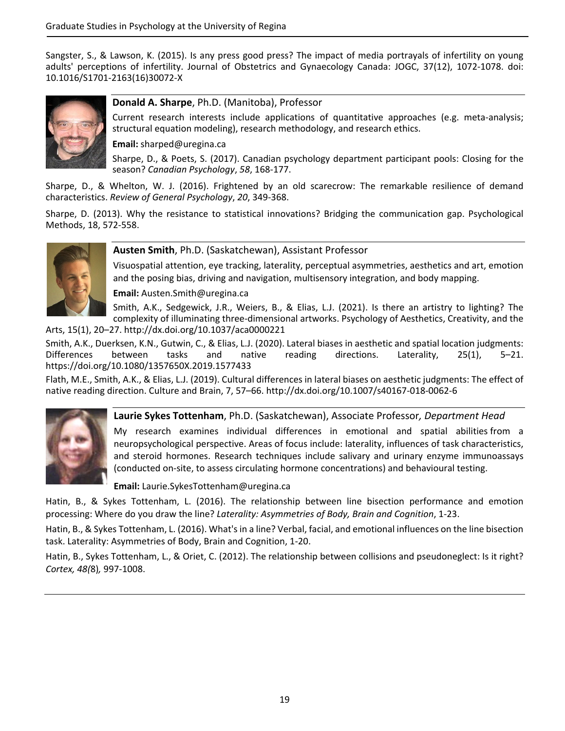Sangster, S., & Lawson, K. (2015). Is any press good press? The impact of media portrayals of infertility on young adults' perceptions of infertility. Journal of Obstetrics and Gynaecology Canada: JOGC, 37(12), 1072-1078. doi: 10.1016/S1701-2163(16)30072-X

**Donald A. Sharpe**, Ph.D. (Manitoba), Professor

Current research interests include applications of quantitative approaches (e.g. meta-analysis; structural equation modeling), research methodology, and research ethics.

**Email:** sharped@uregina.ca

Sharpe, D., & Poets, S. (2017). Canadian psychology department participant pools: Closing for the season? *Canadian Psychology*, *58*, 168-177.

Sharpe, D., & Whelton, W. J. (2016). Frightened by an old scarecrow: The remarkable resilience of demand characteristics. *Review of General Psychology*, *20*, 349-368.

Sharpe, D. (2013). Why the resistance to statistical innovations? Bridging the communication gap. Psychological Methods, 18, 572-558.

**Austen Smith**, Ph.D. (Saskatchewan), Assistant Professor

Visuospatial attention, eye tracking, laterality, perceptual asymmetries, aesthetics and art, emotion and the posing bias, driving and navigation, multisensory integration, and body mapping.

**Email:** Austen.Smith@uregina.ca

Smith, A.K., Sedgewick, J.R., Weiers, B., & Elias, L.J. (2021). Is there an artistry to lighting? The complexity of illuminating three-dimensional artworks. Psychology of Aesthetics, Creativity, and the Arts, 15(1), 20–27. http://dx.doi.org/10.1037/aca0000221

Smith, A.K., Duerksen, K.N., Gutwin, C., & Elias, L.J. (2020). Lateral biases in aesthetic and spatial location judgments: Differences between tasks and native reading directions. Laterality, 25(1), 5–21. https://doi.org/10.1080/1357650X.2019.1577433

Flath, M.E., Smith, A.K., & Elias, L.J. (2019). Cultural differences in lateral biases on aesthetic judgments: The effect of native reading direction. Culture and Brain, 7, 57–66. http://dx.doi.org/10.1007/s40167-018-0062-6

**Laurie Sykes Tottenham**, Ph.D. (Saskatchewan), Associate Professor*, Department Head*

My research examines individual differences in emotional and spatial abilities from a neuropsychological perspective. Areas of focus include: laterality, influences of task characteristics, and steroid hormones. Research techniques include salivary and urinary enzyme immunoassays (conducted on-site, to assess circulating hormone concentrations) and behavioural testing.

**Email:** Laurie.SykesTottenham@uregina.ca

Hatin, B., & Sykes Tottenham, L. (2016). The relationship between line bisection performance and emotion processing: Where do you draw the line? *Laterality: Asymmetries of Body, Brain and Cognition*, 1-23.

Hatin, B., & Sykes Tottenham, L. (2016). What's in a line? Verbal, facial, and emotional influences on the line bisection task. Laterality: Asymmetries of Body, Brain and Cognition, 1-20.

Hatin, B., Sykes Tottenham, L., & Oriet, C. (2012). The relationship between collisions and pseudoneglect: Is it right? *Cortex, 48(*8)*,* 997-1008.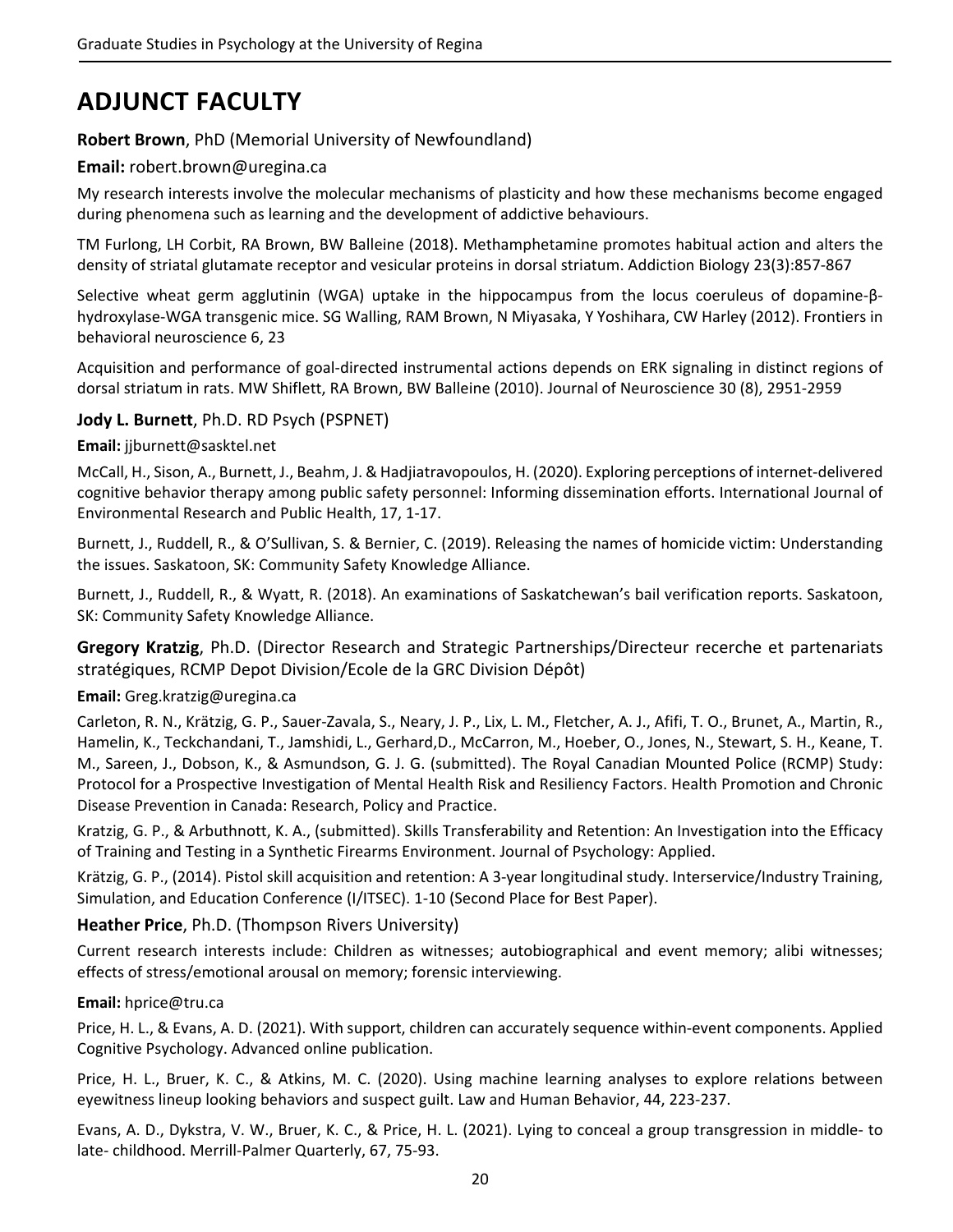# ADJUNCT FACULTY

**Robert Brown**, PhD (Memorial University of Newfoundland)

**Email:** robert.brown@uregina.ca

My research interests involve the molecular mechanisms of plasticity and how these mechanisms become engaged during phenomena such as learning and the development of addictive behaviours.

TM Furlong, LH Corbit, RA Brown, BW Balleine (2018). Methamphetamine promotes habitual action and alters the density of striatal glutamate receptor and vesicular proteins in dorsal striatum. Addiction Biology 23(3):857-867

Selective wheat germ agglutinin (WGA) uptake in the hippocampus from the locus coeruleus of dopamine-β-hydroxylase-WGA transgenic mice. SG Walling, RAM Brown, N Miyasaka, Y Yoshihara, CW Harley (2012). Frontiers in behavioral neuroscience 6, 23

Acquisition and performance of goal-directed instrumental actions depends on ERK signaling in distinct regions of dorsal striatum in rats. MW Shiflett, RA Brown, BW Balleine (2010). Journal of Neuroscience 30 (8), 2951-2959

**Jody L. Burnett**, Ph.D. RD Psych (PSPNET)

**Email:** jjburnett@sasktel.net

McCall, H., Sison, A., Burnett, J., Beahm, J. & Hadjiatravopoulos, H. (2020). Exploring perceptions of internet-delivered cognitive behavior therapy among public safety personnel: Informing dissemination efforts. International Journal of Environmental Research and Public Health, 17, 1-17.

Burnett, J., Ruddell, R., & O'Sullivan, S. & Bernier, C. (2019). Releasing the names of homicide victim: Understanding the issues. Saskatoon, SK: Community Safety Knowledge Alliance.

Burnett, J., Ruddell, R., & Wyatt, R. (2018). An examinations of Saskatchewan's bail verification reports. Saskatoon, SK: Community Safety Knowledge Alliance.

**Gregory Kratzig**, Ph.D. (Director Research and Strategic Partnerships/Directeur recerche et partenariats stratégiques, RCMP Depot Division/Ecole de la GRC Division Dépôt)

**Email:** Greg.kratzig@uregina.ca

Carleton, R. N., Krätzig, G. P., Sauer-Zavala, S., Neary, J. P., Lix, L. M., Fletcher, A. J., Afifi, T. O., Brunet, A., Martin, R., Hamelin, K., Teckchandani, T., Jamshidi, L., Gerhard,D., McCarron, M., Hoeber, O., Jones, N., Stewart, S. H., Keane, T. M., Sareen, J., Dobson, K., & Asmundson, G. J. G. (submitted). The Royal Canadian Mounted Police (RCMP) Study: Protocol for a Prospective Investigation of Mental Health Risk and Resiliency Factors. Health Promotion and Chronic Disease Prevention in Canada: Research, Policy and Practice.

Kratzig, G. P., & Arbuthnott, K. A., (submitted). Skills Transferability and Retention: An Investigation into the Efficacy of Training and Testing in a Synthetic Firearms Environment. Journal of Psychology: Applied.

Krätzig, G. P., (2014). Pistol skill acquisition and retention: A 3-year longitudinal study. Interservice/Industry Training, Simulation, and Education Conference (I/ITSEC). 1-10 (Second Place for Best Paper).

**Heather Price**, Ph.D. (Thompson Rivers University)

Current research interests include: Children as witnesses; autobiographical and event memory; alibi witnesses; effects of stress/emotional arousal on memory; forensic interviewing.

**Email:** hprice@tru.ca

Price, H. L., & Evans, A. D. (2021). With support, children can accurately sequence within-event components. Applied Cognitive Psychology. Advanced online publication.

Price, H. L., Bruer, K. C., & Atkins, M. C. (2020). Using machine learning analyses to explore relations between eyewitness lineup looking behaviors and suspect guilt. Law and Human Behavior, 44, 223-237.

Evans, A. D., Dykstra, V. W., Bruer, K. C., & Price, H. L. (2021). Lying to conceal a group transgression in middle- to late- childhood. Merrill-Palmer Quarterly, 67, 75-93.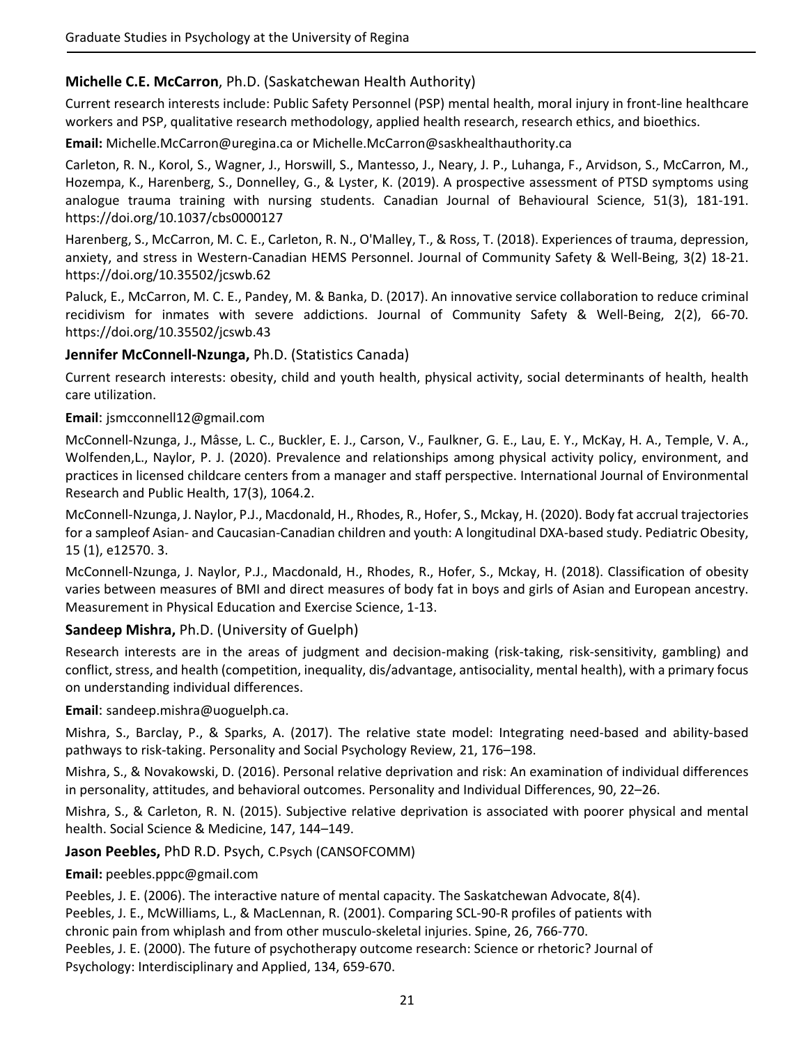**Michelle C.E. McCarron**, Ph.D. (Saskatchewan Health Authority)

Current research interests include: Public Safety Personnel (PSP) mental health, moral injury in front-line healthcare workers and PSP, qualitative research methodology, applied health research, research ethics, and bioethics.

**Email:** Michelle.McCarron@uregina.ca or Michelle.McCarron@saskhealthauthority.ca

Carleton, R. N., Korol, S., Wagner, J., Horswill, S., Mantesso, J., Neary, J. P., Luhanga, F., Arvidson, S., McCarron, M., Hozempa, K., Harenberg, S., Donnelley, G., & Lyster, K. (2019). A prospective assessment of PTSD symptoms using analogue trauma training with nursing students. Canadian Journal of Behavioural Science, 51(3), 181-191. https://doi.org/10.1037/cbs0000127

Harenberg, S., McCarron, M. C. E., Carleton, R. N., O'Malley, T., & Ross, T. (2018). Experiences of trauma, depression, anxiety, and stress in Western-Canadian HEMS Personnel. Journal of Community Safety & Well-Being, 3(2) 18-21. https://doi.org/10.35502/jcswb.62

Paluck, E., McCarron, M. C. E., Pandey, M. & Banka, D. (2017). An innovative service collaboration to reduce criminal recidivism for inmates with severe addictions. Journal of Community Safety & Well-Being, 2(2), 66-70. https://doi.org/10.35502/jcswb.43

**Jennifer McConnell-Nzunga,** Ph.D. (Statistics Canada)

Current research interests: obesity, child and youth health, physical activity, social determinants of health, health care utilization.

**Email**: jsmcconnell12@gmail.com

McConnell-Nzunga, J., Mâsse, L. C., Buckler, E. J., Carson, V., Faulkner, G. E., Lau, E. Y., McKay, H. A., Temple, V. A., Wolfenden,L., Naylor, P. J. (2020). Prevalence and relationships among physical activity policy, environment, and practices in licensed childcare centers from a manager and staff perspective. International Journal of Environmental Research and Public Health, 17(3), 1064.2.

McConnell-Nzunga, J. Naylor, P.J., Macdonald, H., Rhodes, R., Hofer, S., Mckay, H. (2020). Body fat accrual trajectories for a sampleof Asian- and Caucasian-Canadian children and youth: A longitudinal DXA-based study. Pediatric Obesity, 15 (1), e12570. 3.

McConnell-Nzunga, J. Naylor, P.J., Macdonald, H., Rhodes, R., Hofer, S., Mckay, H. (2018). Classification of obesity varies between measures of BMI and direct measures of body fat in boys and girls of Asian and European ancestry. Measurement in Physical Education and Exercise Science, 1-13.

**Sandeep Mishra,** Ph.D. (University of Guelph)

Research interests are in the areas of judgment and decision-making (risk-taking, risk-sensitivity, gambling) and conflict, stress, and health (competition, inequality, dis/advantage, antisociality, mental health), with a primary focus on understanding individual differences.

**Email**: sandeep.mishra@uoguelph.ca.

Mishra, S., Barclay, P., & Sparks, A. (2017). The relative state model: Integrating need-based and ability-based pathways to risk-taking. Personality and Social Psychology Review, 21, 176–198.

Mishra, S., & Novakowski, D. (2016). Personal relative deprivation and risk: An examination of individual differences in personality, attitudes, and behavioral outcomes. Personality and Individual Differences, 90, 22–26.

Mishra, S., & Carleton, R. N. (2015). Subjective relative deprivation is associated with poorer physical and mental health. Social Science & Medicine, 147, 144–149.

**Jason Peebles,** PhD R.D. Psych, C.Psych (CANSOFCOMM)

**Email:** peebles.pppc@gmail.com

Peebles, J. E. (2006). The interactive nature of mental capacity. The Saskatchewan Advocate, 8(4).

Peebles, J. E., McWilliams, L., & MacLennan, R. (2001). Comparing SCL-90-R profiles of patients with chronic pain from whiplash and from other musculo-skeletal injuries. Spine, 26, 766-770.

Peebles, J. E. (2000). The future of psychotherapy outcome research: Science or rhetoric? Journal of Psychology: Interdisciplinary and Applied, 134, 659-670.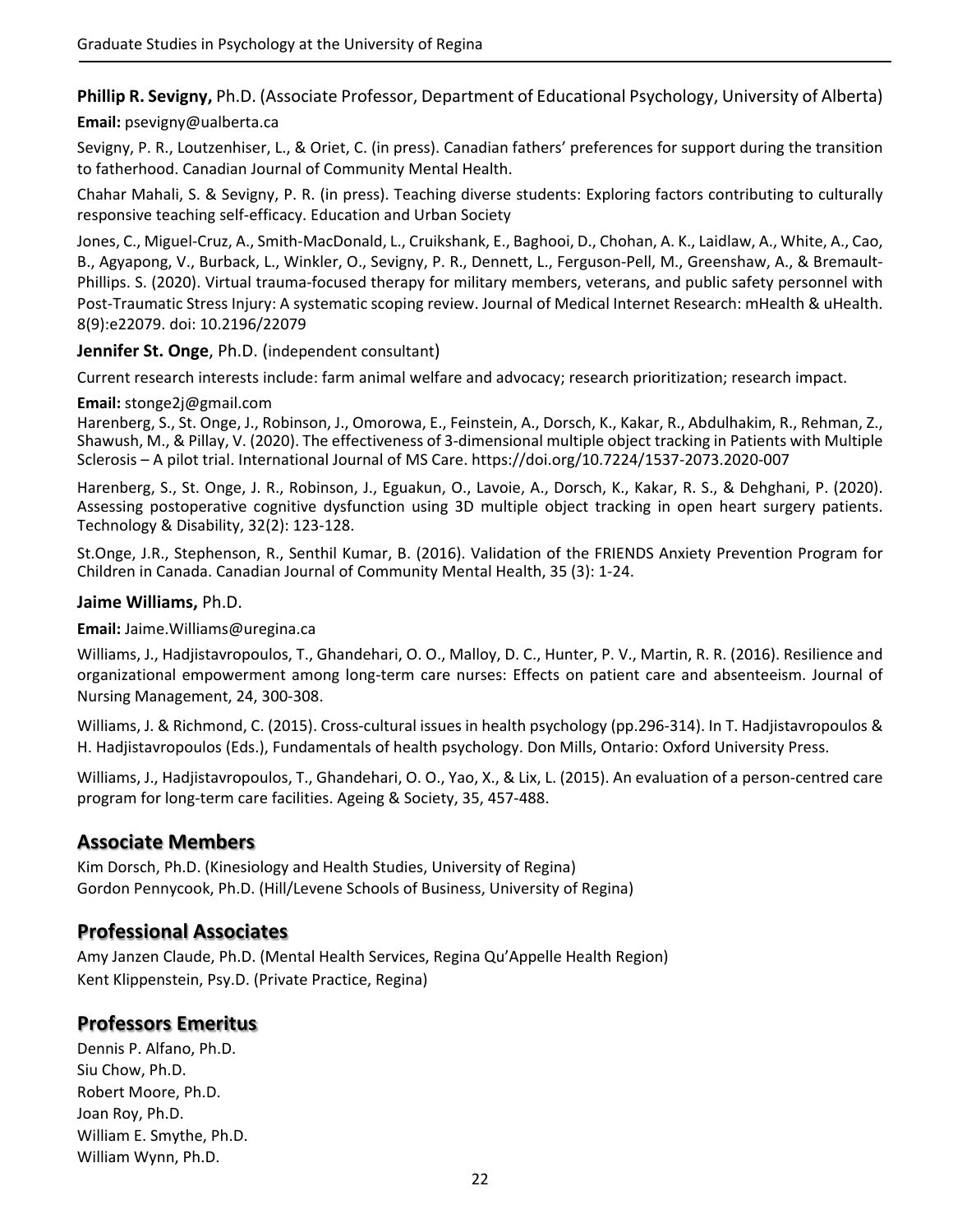**Phillip R. Sevigny,** Ph.D. (Associate Professor, Department of Educational Psychology, University of Alberta)

**Email:** psevigny@ualberta.ca

Sevigny, P. R., Loutzenhiser, L., & Oriet, C. (in press). Canadian fathers' preferences for support during the transition to fatherhood. Canadian Journal of Community Mental Health.

Chahar Mahali, S. & Sevigny, P. R. (in press). Teaching diverse students: Exploring factors contributing to culturally responsive teaching self-efficacy. Education and Urban Society

Jones, C., Miguel-Cruz, A., Smith-MacDonald, L., Cruikshank, E., Baghooi, D., Chohan, A. K., Laidlaw, A., White, A., Cao, B., Agyapong, V., Burback, L., Winkler, O., Sevigny, P. R., Dennett, L., Ferguson-Pell, M., Greenshaw, A., & Bremault-Phillips. S. (2020). Virtual trauma-focused therapy for military members, veterans, and public safety personnel with Post-Traumatic Stress Injury: A systematic scoping review. Journal of Medical Internet Research: mHealth & uHealth. 8(9):e22079. doi: 10.2196/22079

**Jennifer St. Onge**, Ph.D. (independent consultant)

Current research interests include: farm animal welfare and advocacy; research prioritization; research impact.

**Email:** stonge2j@gmail.com

Harenberg, S., St. Onge, J., Robinson, J., Omorowa, E., Feinstein, A., Dorsch, K., Kakar, R., Abdulhakim, R., Rehman, Z., Shawush, M., & Pillay, V. (2020). The effectiveness of 3-dimensional multiple object tracking in Patients with Multiple Sclerosis – A pilot trial. International Journal of MS Care. https://doi.org/10.7224/1537-2073.2020-007

Harenberg, S., St. Onge, J. R., Robinson, J., Eguakun, O., Lavoie, A., Dorsch, K., Kakar, R. S., & Dehghani, P. (2020). Assessing postoperative cognitive dysfunction using 3D multiple object tracking in open heart surgery patients. Technology & Disability, 32(2): 123-128.

St.Onge, J.R., Stephenson, R., Senthil Kumar, B. (2016). Validation of the FRIENDS Anxiety Prevention Program for Children in Canada. Canadian Journal of Community Mental Health, 35 (3): 1-24.

**Jaime Williams,** Ph.D.

**Email:** Jaime.Williams@uregina.ca

Williams, J., Hadjistavropoulos, T., Ghandehari, O. O., Malloy, D. C., Hunter, P. V., Martin, R. R. (2016). Resilience and organizational empowerment among long-term care nurses: Effects on patient care and absenteeism. Journal of Nursing Management, 24, 300-308.

Williams, J. & Richmond, C. (2015). Cross-cultural issues in health psychology (pp.296-314). In T. Hadjistavropoulos & H. Hadjistavropoulos (Eds.), Fundamentals of health psychology. Don Mills, Ontario: Oxford University Press.

Williams, J., Hadjistavropoulos, T., Ghandehari, O. O., Yao, X., & Lix, L. (2015). An evaluation of a person-centred care program for long-term care facilities. Ageing & Society, 35, 457-488.

## Associate Members

Kim Dorsch, Ph.D. (Kinesiology and Health Studies, University of Regina)
Gordon Pennycook, Ph.D. (Hill/Levene Schools of Business, University of Regina)

## Professional Associates

Amy Janzen Claude, Ph.D. (Mental Health Services, Regina Qu'Appelle Health Region)
Kent Klippenstein, Psy.D. (Private Practice, Regina)

## Professors Emeritus

Dennis P. Alfano, Ph.D.
Siu Chow, Ph.D.
Robert Moore, Ph.D.
Joan Roy, Ph.D.
William E. Smythe, Ph.D.
William Wynn, Ph.D.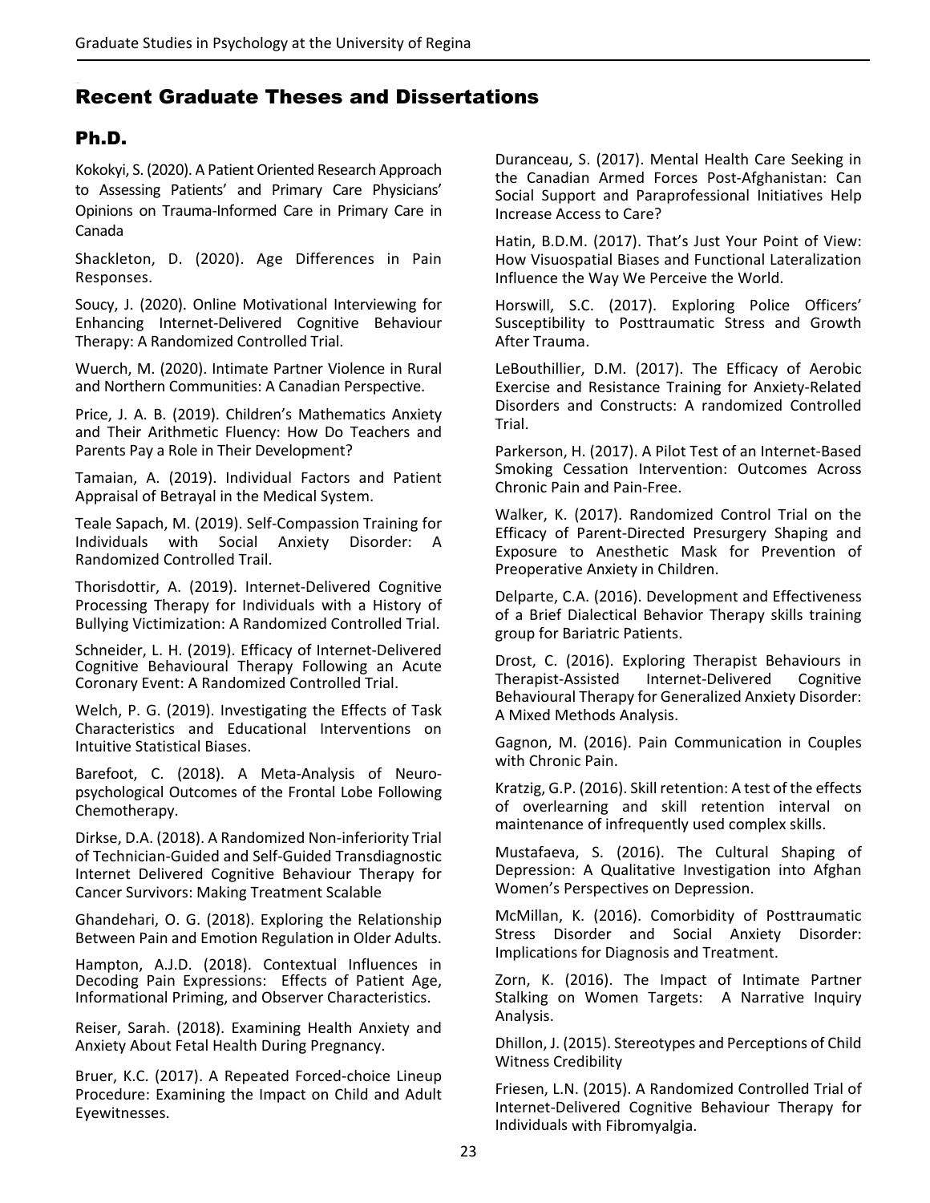# Recent Graduate Theses and Dissertations

## Ph.D.

Kokokyi, S. (2020). A Patient Oriented Research Approach to Assessing Patients' and Primary Care Physicians' Opinions on Trauma-Informed Care in Primary Care in Canada

Shackleton, D. (2020). Age Differences in Pain Responses.

Soucy, J. (2020). Online Motivational Interviewing for Enhancing Internet-Delivered Cognitive Behaviour Therapy: A Randomized Controlled Trial.

Wuerch, M. (2020). Intimate Partner Violence in Rural and Northern Communities: A Canadian Perspective.

Price, J. A. B. (2019). Children's Mathematics Anxiety and Their Arithmetic Fluency: How Do Teachers and Parents Pay a Role in Their Development?

Tamaian, A. (2019). Individual Factors and Patient Appraisal of Betrayal in the Medical System.

Teale Sapach, M. (2019). Self-Compassion Training for Individuals with Social Anxiety Disorder: A Randomized Controlled Trail.

Thorisdottir, A. (2019). Internet-Delivered Cognitive Processing Therapy for Individuals with a History of Bullying Victimization: A Randomized Controlled Trial.

Schneider, L. H. (2019). Efficacy of Internet-Delivered Cognitive Behavioural Therapy Following an Acute Coronary Event: A Randomized Controlled Trial.

Welch, P. G. (2019). Investigating the Effects of Task Characteristics and Educational Interventions on Intuitive Statistical Biases.

Barefoot, C. (2018). A Meta-Analysis of Neuro-psychological Outcomes of the Frontal Lobe Following Chemotherapy.

Dirkse, D.A. (2018). A Randomized Non-inferiority Trial of Technician-Guided and Self-Guided Transdiagnostic Internet Delivered Cognitive Behaviour Therapy for Cancer Survivors: Making Treatment Scalable

Ghandehari, O. G. (2018). Exploring the Relationship Between Pain and Emotion Regulation in Older Adults.

Hampton, A.J.D. (2018). Contextual Influences in Decoding Pain Expressions: Effects of Patient Age, Informational Priming, and Observer Characteristics.

Reiser, Sarah. (2018). Examining Health Anxiety and Anxiety About Fetal Health During Pregnancy.

Bruer, K.C. (2017). A Repeated Forced-choice Lineup Procedure: Examining the Impact on Child and Adult Eyewitnesses.

Duranceau, S. (2017). Mental Health Care Seeking in the Canadian Armed Forces Post-Afghanistan: Can Social Support and Paraprofessional Initiatives Help Increase Access to Care?

Hatin, B.D.M. (2017). That's Just Your Point of View: How Visuospatial Biases and Functional Lateralization Influence the Way We Perceive the World.

Horswill, S.C. (2017). Exploring Police Officers' Susceptibility to Posttraumatic Stress and Growth After Trauma.

LeBouthillier, D.M. (2017). The Efficacy of Aerobic Exercise and Resistance Training for Anxiety-Related Disorders and Constructs: A randomized Controlled Trial.

Parkerson, H. (2017). A Pilot Test of an Internet-Based Smoking Cessation Intervention: Outcomes Across Chronic Pain and Pain-Free.

Walker, K. (2017). Randomized Control Trial on the Efficacy of Parent-Directed Presurgery Shaping and Exposure to Anesthetic Mask for Prevention of Preoperative Anxiety in Children.

Delparte, C.A. (2016). Development and Effectiveness of a Brief Dialectical Behavior Therapy skills training group for Bariatric Patients.

Drost, C. (2016). Exploring Therapist Behaviours in Therapist-Assisted Internet-Delivered Cognitive Behavioural Therapy for Generalized Anxiety Disorder: A Mixed Methods Analysis.

Gagnon, M. (2016). Pain Communication in Couples with Chronic Pain.

Kratzig, G.P. (2016). Skill retention: A test of the effects of overlearning and skill retention interval on maintenance of infrequently used complex skills.

Mustafaeva, S. (2016). The Cultural Shaping of Depression: A Qualitative Investigation into Afghan Women's Perspectives on Depression.

McMillan, K. (2016). Comorbidity of Posttraumatic Stress Disorder and Social Anxiety Disorder: Implications for Diagnosis and Treatment.

Zorn, K. (2016). The Impact of Intimate Partner Stalking on Women Targets: A Narrative Inquiry Analysis.

Dhillon, J. (2015). Stereotypes and Perceptions of Child Witness Credibility

Friesen, L.N. (2015). A Randomized Controlled Trial of Internet-Delivered Cognitive Behaviour Therapy for Individuals with Fibromyalgia.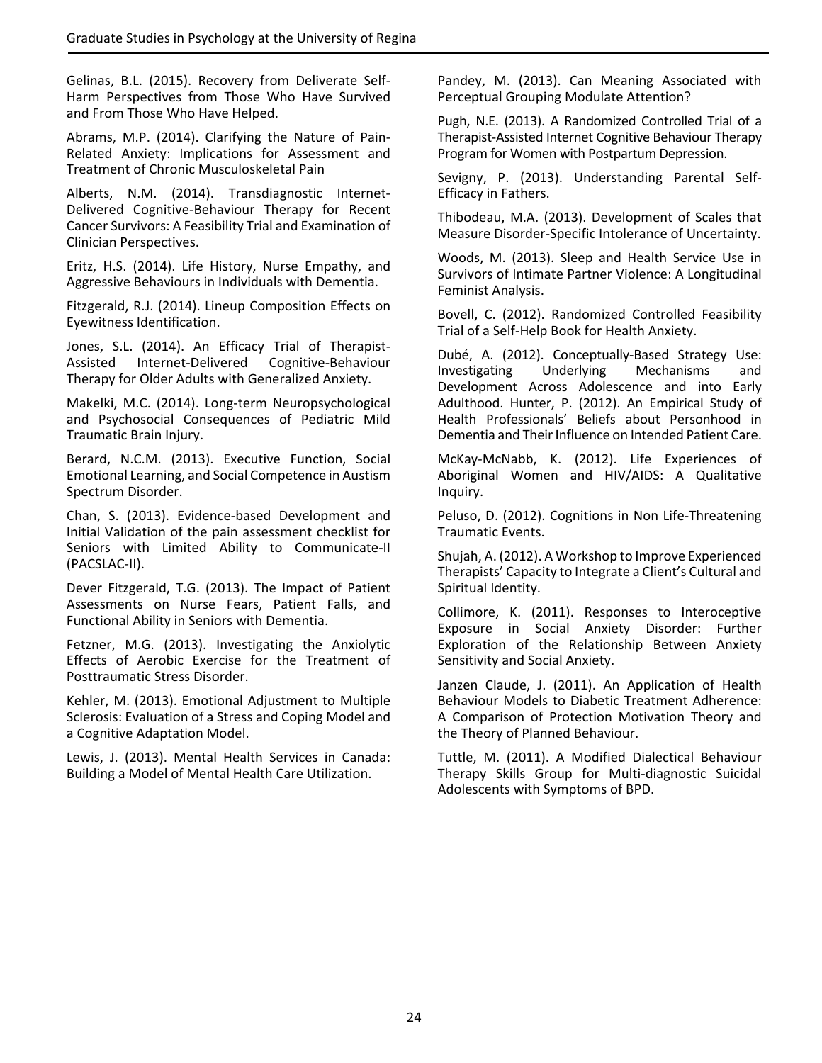Gelinas, B.L. (2015). Recovery from Deliverate Self-Harm Perspectives from Those Who Have Survived and From Those Who Have Helped.

Abrams, M.P. (2014). Clarifying the Nature of Pain-Related Anxiety: Implications for Assessment and Treatment of Chronic Musculoskeletal Pain

Alberts, N.M. (2014). Transdiagnostic Internet-Delivered Cognitive-Behaviour Therapy for Recent Cancer Survivors: A Feasibility Trial and Examination of Clinician Perspectives.

Eritz, H.S. (2014). Life History, Nurse Empathy, and Aggressive Behaviours in Individuals with Dementia.

Fitzgerald, R.J. (2014). Lineup Composition Effects on Eyewitness Identification.

Jones, S.L. (2014). An Efficacy Trial of Therapist-Assisted Internet-Delivered Cognitive-Behaviour Therapy for Older Adults with Generalized Anxiety.

Makelki, M.C. (2014). Long-term Neuropsychological and Psychosocial Consequences of Pediatric Mild Traumatic Brain Injury.

Berard, N.C.M. (2013). Executive Function, Social Emotional Learning, and Social Competence in Austism Spectrum Disorder.

Chan, S. (2013). Evidence-based Development and Initial Validation of the pain assessment checklist for Seniors with Limited Ability to Communicate-II (PACSLAC-II).

Dever Fitzgerald, T.G. (2013). The Impact of Patient Assessments on Nurse Fears, Patient Falls, and Functional Ability in Seniors with Dementia.

Fetzner, M.G. (2013). Investigating the Anxiolytic Effects of Aerobic Exercise for the Treatment of Posttraumatic Stress Disorder.

Kehler, M. (2013). Emotional Adjustment to Multiple Sclerosis: Evaluation of a Stress and Coping Model and a Cognitive Adaptation Model.

Lewis, J. (2013). Mental Health Services in Canada: Building a Model of Mental Health Care Utilization.

Pandey, M. (2013). Can Meaning Associated with Perceptual Grouping Modulate Attention?

Pugh, N.E. (2013). A Randomized Controlled Trial of a Therapist-Assisted Internet Cognitive Behaviour Therapy Program for Women with Postpartum Depression.

Sevigny, P. (2013). Understanding Parental Self-Efficacy in Fathers.

Thibodeau, M.A. (2013). Development of Scales that Measure Disorder-Specific Intolerance of Uncertainty.

Woods, M. (2013). Sleep and Health Service Use in Survivors of Intimate Partner Violence: A Longitudinal Feminist Analysis.

Bovell, C. (2012). Randomized Controlled Feasibility Trial of a Self-Help Book for Health Anxiety.

Dubé, A. (2012). Conceptually-Based Strategy Use: Investigating Underlying Mechanisms and Development Across Adolescence and into Early Adulthood. Hunter, P. (2012). An Empirical Study of Health Professionals' Beliefs about Personhood in Dementia and Their Influence on Intended Patient Care.

McKay-McNabb, K. (2012). Life Experiences of Aboriginal Women and HIV/AIDS: A Qualitative Inquiry.

Peluso, D. (2012). Cognitions in Non Life-Threatening Traumatic Events.

Shujah, A. (2012). A Workshop to Improve Experienced Therapists' Capacity to Integrate a Client's Cultural and Spiritual Identity.

Collimore, K. (2011). Responses to Interoceptive Exposure in Social Anxiety Disorder: Further Exploration of the Relationship Between Anxiety Sensitivity and Social Anxiety.

Janzen Claude, J. (2011). An Application of Health Behaviour Models to Diabetic Treatment Adherence: A Comparison of Protection Motivation Theory and the Theory of Planned Behaviour.

Tuttle, M. (2011). A Modified Dialectical Behaviour Therapy Skills Group for Multi-diagnostic Suicidal Adolescents with Symptoms of BPD.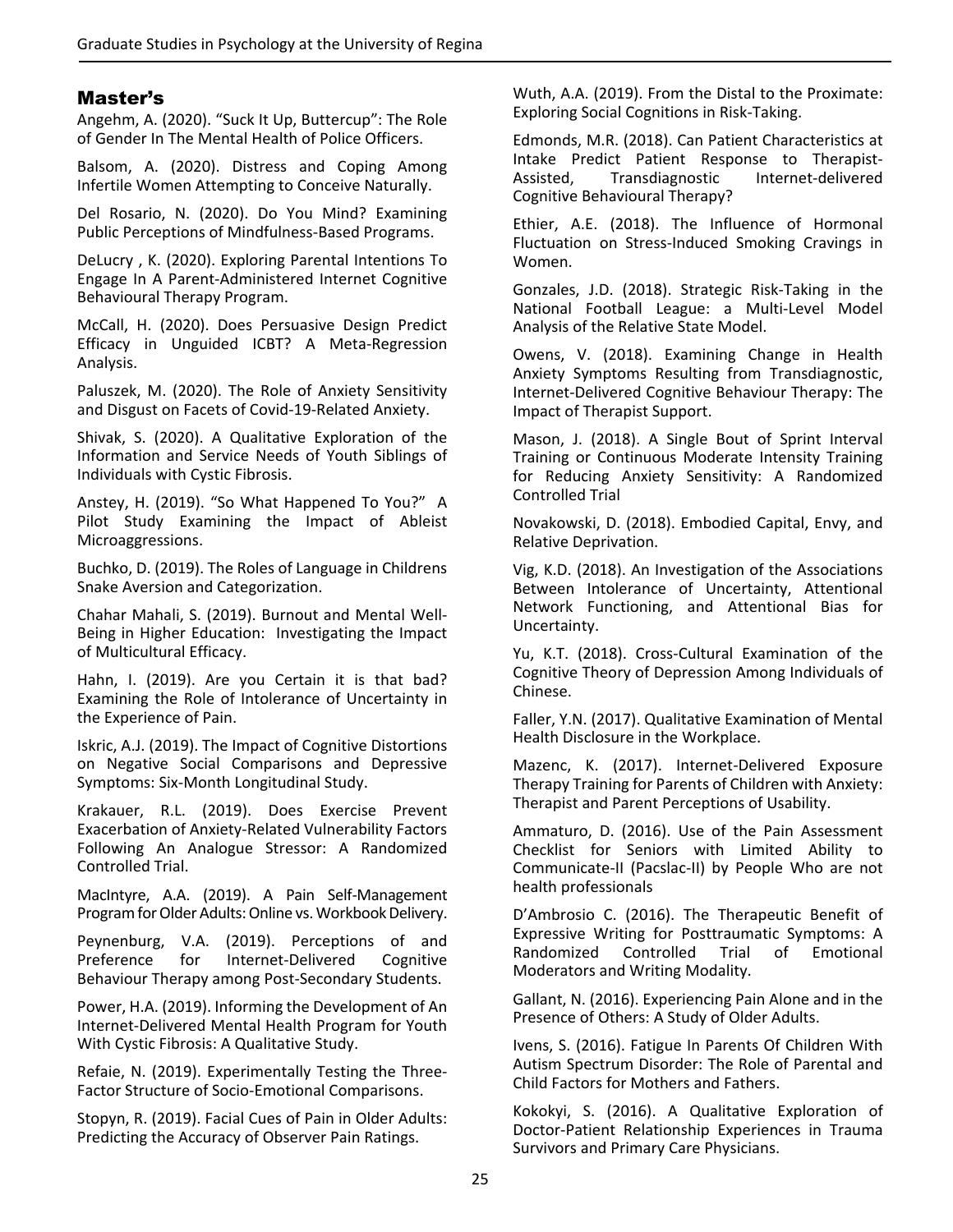## Master's

Angehm, A. (2020). “Suck It Up, Buttercup”: The Role of Gender In The Mental Health of Police Officers.

Balsom, A. (2020). Distress and Coping Among Infertile Women Attempting to Conceive Naturally.

Del Rosario, N. (2020). Do You Mind? Examining Public Perceptions of Mindfulness-Based Programs.

DeLucry , K. (2020). Exploring Parental Intentions To Engage In A Parent-Administered Internet Cognitive Behavioural Therapy Program.

McCall, H. (2020). Does Persuasive Design Predict Efficacy in Unguided ICBT? A Meta-Regression Analysis.

Paluszek, M. (2020). The Role of Anxiety Sensitivity and Disgust on Facets of Covid-19-Related Anxiety.

Shivak, S. (2020). A Qualitative Exploration of the Information and Service Needs of Youth Siblings of Individuals with Cystic Fibrosis.

Anstey, H. (2019). “So What Happened To You?” A Pilot Study Examining the Impact of Ableist Microaggressions.

Buchko, D. (2019). The Roles of Language in Childrens Snake Aversion and Categorization.

Chahar Mahali, S. (2019). Burnout and Mental Well-Being in Higher Education: Investigating the Impact of Multicultural Efficacy.

Hahn, I. (2019). Are you Certain it is that bad? Examining the Role of Intolerance of Uncertainty in the Experience of Pain.

Iskric, A.J. (2019). The Impact of Cognitive Distortions on Negative Social Comparisons and Depressive Symptoms: Six-Month Longitudinal Study.

Krakauer, R.L. (2019). Does Exercise Prevent Exacerbation of Anxiety-Related Vulnerability Factors Following An Analogue Stressor: A Randomized Controlled Trial.

MacIntyre, A.A. (2019). A Pain Self-Management Program for Older Adults: Online vs. Workbook Delivery.

Peynenburg, V.A. (2019). Perceptions of and Preference for Internet-Delivered Cognitive Behaviour Therapy among Post-Secondary Students.

Power, H.A. (2019). Informing the Development of An Internet-Delivered Mental Health Program for Youth With Cystic Fibrosis: A Qualitative Study.

Refaie, N. (2019). Experimentally Testing the Three-Factor Structure of Socio-Emotional Comparisons.

Stopyn, R. (2019). Facial Cues of Pain in Older Adults: Predicting the Accuracy of Observer Pain Ratings.

Wuth, A.A. (2019). From the Distal to the Proximate: Exploring Social Cognitions in Risk-Taking.

Edmonds, M.R. (2018). Can Patient Characteristics at Intake Predict Patient Response to Therapist-Assisted, Transdiagnostic Internet-delivered Cognitive Behavioural Therapy?

Ethier, A.E. (2018). The Influence of Hormonal Fluctuation on Stress-Induced Smoking Cravings in Women.

Gonzales, J.D. (2018). Strategic Risk-Taking in the National Football League: a Multi-Level Model Analysis of the Relative State Model.

Owens, V. (2018). Examining Change in Health Anxiety Symptoms Resulting from Transdiagnostic, Internet-Delivered Cognitive Behaviour Therapy: The Impact of Therapist Support.

Mason, J. (2018). A Single Bout of Sprint Interval Training or Continuous Moderate Intensity Training for Reducing Anxiety Sensitivity: A Randomized Controlled Trial

Novakowski, D. (2018). Embodied Capital, Envy, and Relative Deprivation.

Vig, K.D. (2018). An Investigation of the Associations Between Intolerance of Uncertainty, Attentional Network Functioning, and Attentional Bias for Uncertainty.

Yu, K.T. (2018). Cross-Cultural Examination of the Cognitive Theory of Depression Among Individuals of Chinese.

Faller, Y.N. (2017). Qualitative Examination of Mental Health Disclosure in the Workplace.

Mazenc, K. (2017). Internet-Delivered Exposure Therapy Training for Parents of Children with Anxiety: Therapist and Parent Perceptions of Usability.

Ammaturo, D. (2016). Use of the Pain Assessment Checklist for Seniors with Limited Ability to Communicate-II (Pacslac-II) by People Who are not health professionals

D'Ambrosio C. (2016). The Therapeutic Benefit of Expressive Writing for Posttraumatic Symptoms: A Randomized Controlled Trial of Emotional Moderators and Writing Modality.

Gallant, N. (2016). Experiencing Pain Alone and in the Presence of Others: A Study of Older Adults.

Ivens, S. (2016). Fatigue In Parents Of Children With Autism Spectrum Disorder: The Role of Parental and Child Factors for Mothers and Fathers.

Kokokyi, S. (2016). A Qualitative Exploration of Doctor-Patient Relationship Experiences in Trauma Survivors and Primary Care Physicians.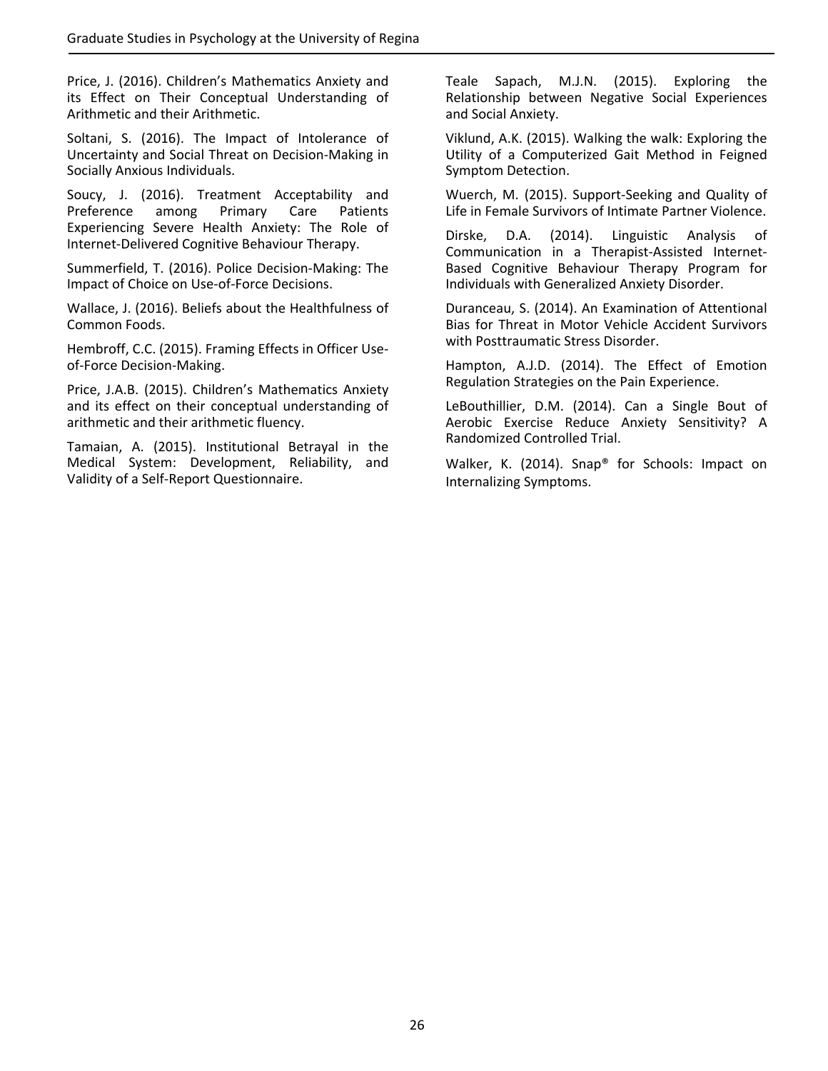Price, J. (2016). Children's Mathematics Anxiety and its Effect on Their Conceptual Understanding of Arithmetic and their Arithmetic.

Soltani, S. (2016). The Impact of Intolerance of Uncertainty and Social Threat on Decision-Making in Socially Anxious Individuals.

Soucy, J. (2016). Treatment Acceptability and Preference among Primary Care Patients Experiencing Severe Health Anxiety: The Role of Internet-Delivered Cognitive Behaviour Therapy.

Summerfield, T. (2016). Police Decision-Making: The Impact of Choice on Use-of-Force Decisions.

Wallace, J. (2016). Beliefs about the Healthfulness of Common Foods.

Hembroff, C.C. (2015). Framing Effects in Officer Use-of-Force Decision-Making.

Price, J.A.B. (2015). Children's Mathematics Anxiety and its effect on their conceptual understanding of arithmetic and their arithmetic fluency.

Tamaian, A. (2015). Institutional Betrayal in the Medical System: Development, Reliability, and Validity of a Self-Report Questionnaire.

Teale Sapach, M.J.N. (2015). Exploring the Relationship between Negative Social Experiences and Social Anxiety.

Viklund, A.K. (2015). Walking the walk: Exploring the Utility of a Computerized Gait Method in Feigned Symptom Detection.

Wuerch, M. (2015). Support-Seeking and Quality of Life in Female Survivors of Intimate Partner Violence.

Dirske, D.A. (2014). Linguistic Analysis of Communication in a Therapist-Assisted Internet-Based Cognitive Behaviour Therapy Program for Individuals with Generalized Anxiety Disorder.

Duranceau, S. (2014). An Examination of Attentional Bias for Threat in Motor Vehicle Accident Survivors with Posttraumatic Stress Disorder.

Hampton, A.J.D. (2014). The Effect of Emotion Regulation Strategies on the Pain Experience.

LeBouthillier, D.M. (2014). Can a Single Bout of Aerobic Exercise Reduce Anxiety Sensitivity? A Randomized Controlled Trial.

Walker, K. (2014). Snap® for Schools: Impact on Internalizing Symptoms.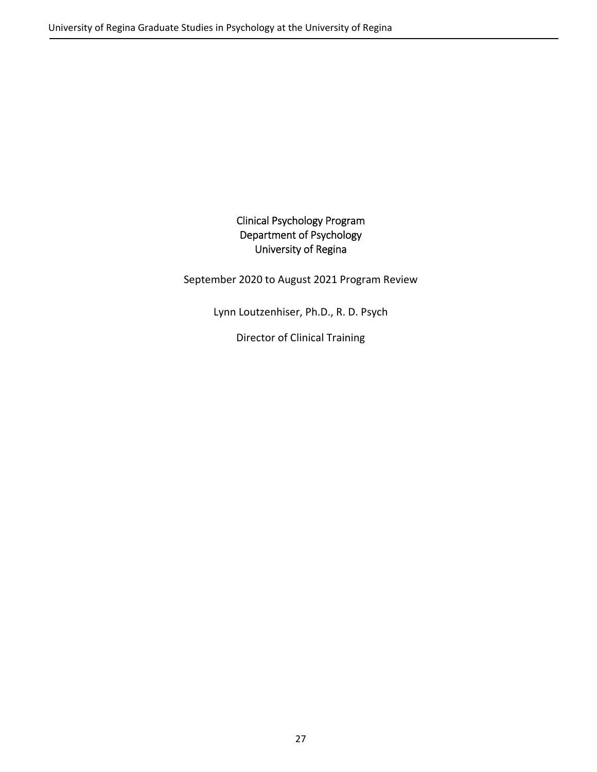# Clinical Psychology Program
# Department of Psychology
# University of Regina

September 2020 to August 2021 Program Review

Lynn Loutzenhiser, Ph.D., R. D. Psych

Director of Clinical Training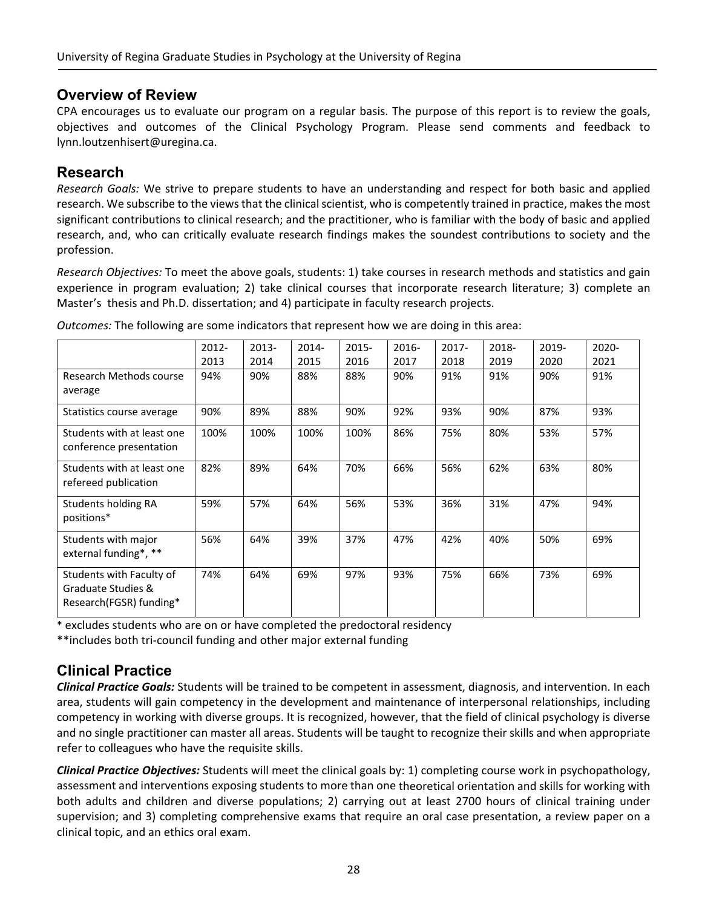## Overview of Review

CPA encourages us to evaluate our program on a regular basis. The purpose of this report is to review the goals, objectives and outcomes of the Clinical Psychology Program. Please send comments and feedback to lynn.loutzenhisert@uregina.ca.

## Research

*Research Goals:* We strive to prepare students to have an understanding and respect for both basic and applied research. We subscribe to the views that the clinical scientist, who is competently trained in practice, makes the most significant contributions to clinical research; and the practitioner, who is familiar with the body of basic and applied research, and, who can critically evaluate research findings makes the soundest contributions to society and the profession.

*Research Objectives:* To meet the above goals, students: 1) take courses in research methods and statistics and gain experience in program evaluation; 2) take clinical courses that incorporate research literature; 3) complete an Master's thesis and Ph.D. dissertation; and 4) participate in faculty research projects.

*Outcomes:* The following are some indicators that represent how we are doing in this area:

| | 2012-2013 | 2013-2014 | 2014-2015 | 2015-2016 | 2016-2017 | 2017-2018 | 2018-2019 | 2019-2020 | 2020-2021 |
|---|---|---|---|---|---|---|---|---|---|
| Research Methods course average | 94% | 90% | 88% | 88% | 90% | 91% | 91% | 90% | 91% |
| Statistics course average | 90% | 89% | 88% | 90% | 92% | 93% | 90% | 87% | 93% |
| Students with at least one conference presentation | 100% | 100% | 100% | 100% | 86% | 75% | 80% | 53% | 57% |
| Students with at least one refereed publication | 82% | 89% | 64% | 70% | 66% | 56% | 62% | 63% | 80% |
| Students holding RA positions* | 59% | 57% | 64% | 56% | 53% | 36% | 31% | 47% | 94% |
| Students with major external funding*, ** | 56% | 64% | 39% | 37% | 47% | 42% | 40% | 50% | 69% |
| Students with Faculty of Graduate Studies & Research(FGSR) funding* | 74% | 64% | 69% | 97% | 93% | 75% | 66% | 73% | 69% |

\* excludes students who are on or have completed the predoctoral residency

\*\*includes both tri-council funding and other major external funding

## Clinical Practice

***Clinical Practice Goals:*** Students will be trained to be competent in assessment, diagnosis, and intervention. In each area, students will gain competency in the development and maintenance of interpersonal relationships, including competency in working with diverse groups. It is recognized, however, that the field of clinical psychology is diverse and no single practitioner can master all areas. Students will be taught to recognize their skills and when appropriate refer to colleagues who have the requisite skills.

***Clinical Practice Objectives:*** Students will meet the clinical goals by: 1) completing course work in psychopathology, assessment and interventions exposing students to more than one theoretical orientation and skills for working with both adults and children and diverse populations; 2) carrying out at least 2700 hours of clinical training under supervision; and 3) completing comprehensive exams that require an oral case presentation, a review paper on a clinical topic, and an ethics oral exam.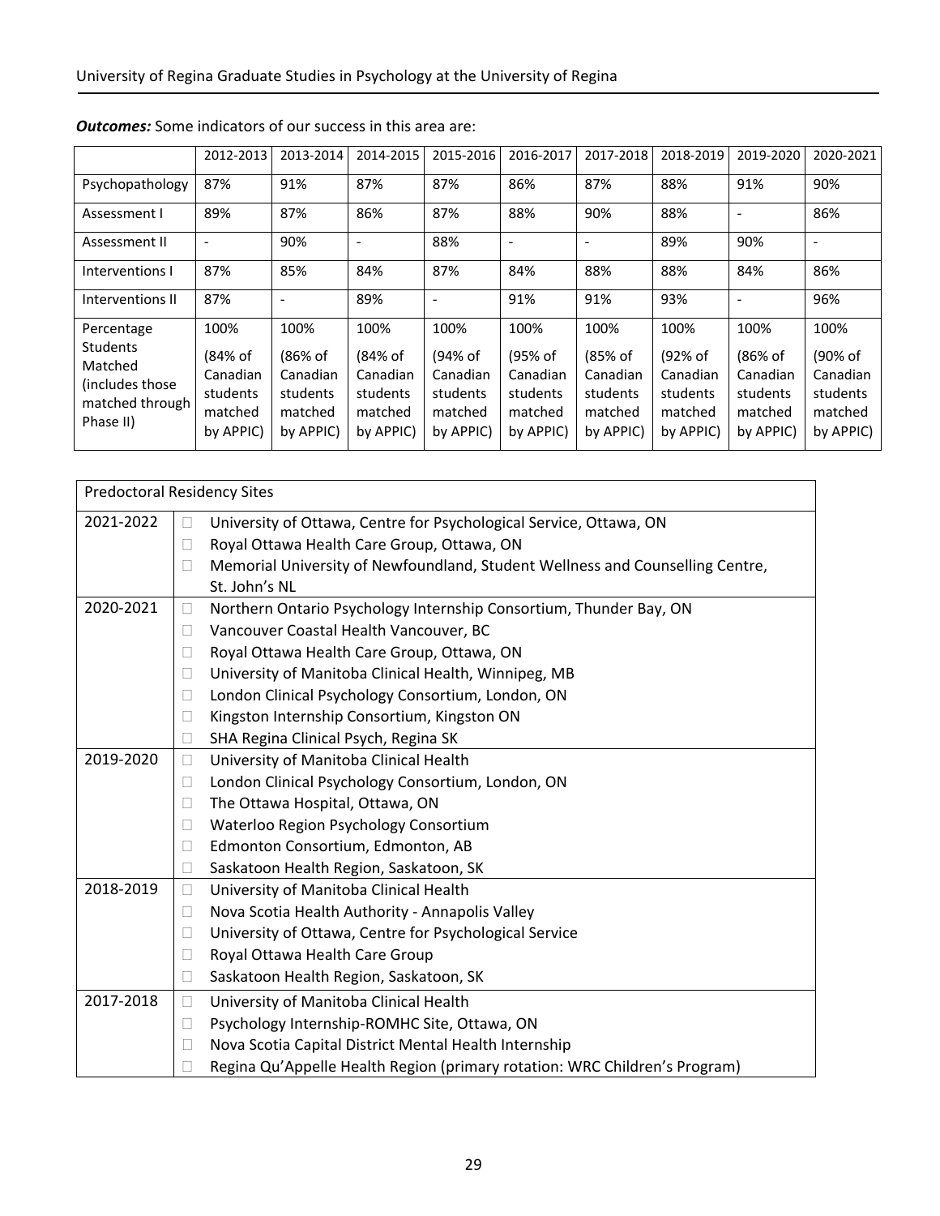***Outcomes:*** Some indicators of our success in this area are:

| | 2012-2013 | 2013-2014 | 2014-2015 | 2015-2016 | 2016-2017 | 2017-2018 | 2018-2019 | 2019-2020 | 2020-2021 |
|---|---|---|---|---|---|---|---|---|---|
| Psychopathology | 87% | 91% | 87% | 87% | 86% | 87% | 88% | 91% | 90% |
| Assessment I | 89% | 87% | 86% | 87% | 88% | 90% | 88% | - | 86% |
| Assessment II | - | 90% | - | 88% | - | - | 89% | 90% | - |
| Interventions I | 87% | 85% | 84% | 87% | 84% | 88% | 88% | 84% | 86% |
| Interventions II | 87% | - | 89% | - | 91% | 91% | 93% | - | 96% |
| Percentage Students Matched (includes those matched through Phase II) | 100% (84% of Canadian students matched by APPIC) | 100% (86% of Canadian students matched by APPIC) | 100% (84% of Canadian students matched by APPIC) | 100% (94% of Canadian students matched by APPIC) | 100% (95% of Canadian students matched by APPIC) | 100% (85% of Canadian students matched by APPIC) | 100% (92% of Canadian students matched by APPIC) | 100% (86% of Canadian students matched by APPIC) | 100% (90% of Canadian students matched by APPIC) |

| Predoctoral Residency Sites | |
|---|---|
| 2021-2022 | University of Ottawa, Centre for Psychological Service, Ottawa, ON<br>Royal Ottawa Health Care Group, Ottawa, ON<br>Memorial University of Newfoundland, Student Wellness and Counselling Centre, St. John's NL |
| 2020-2021 | Northern Ontario Psychology Internship Consortium, Thunder Bay, ON<br>Vancouver Coastal Health Vancouver, BC<br>Royal Ottawa Health Care Group, Ottawa, ON<br>University of Manitoba Clinical Health, Winnipeg, MB<br>London Clinical Psychology Consortium, London, ON<br>Kingston Internship Consortium, Kingston ON<br>SHA Regina Clinical Psych, Regina SK |
| 2019-2020 | University of Manitoba Clinical Health<br>London Clinical Psychology Consortium, London, ON<br>The Ottawa Hospital, Ottawa, ON<br>Waterloo Region Psychology Consortium<br>Edmonton Consortium, Edmonton, AB<br>Saskatoon Health Region, Saskatoon, SK |
| 2018-2019 | University of Manitoba Clinical Health<br>Nova Scotia Health Authority - Annapolis Valley<br>University of Ottawa, Centre for Psychological Service<br>Royal Ottawa Health Care Group<br>Saskatoon Health Region, Saskatoon, SK |
| 2017-2018 | University of Manitoba Clinical Health<br>Psychology Internship-ROMHC Site, Ottawa, ON<br>Nova Scotia Capital District Mental Health Internship<br>Regina Qu'Appelle Health Region (primary rotation: WRC Children's Program) |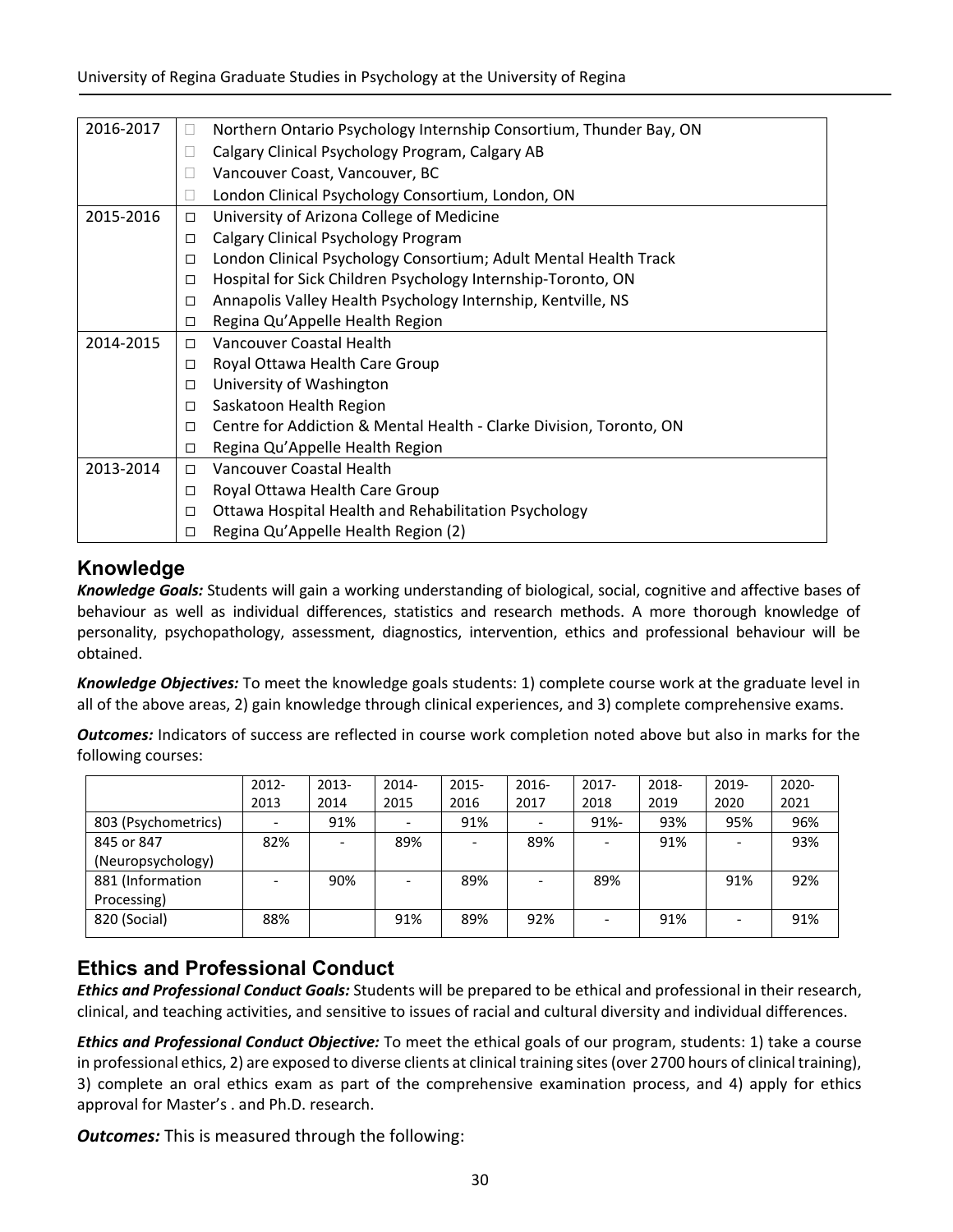| | |
|---|---|
| 2016-2017 | □ Northern Ontario Psychology Internship Consortium, Thunder Bay, ON<br>□ Calgary Clinical Psychology Program, Calgary AB<br>□ Vancouver Coast, Vancouver, BC<br>□ London Clinical Psychology Consortium, London, ON |
| 2015-2016 | □ University of Arizona College of Medicine<br>□ Calgary Clinical Psychology Program<br>□ London Clinical Psychology Consortium; Adult Mental Health Track<br>□ Hospital for Sick Children Psychology Internship-Toronto, ON<br>□ Annapolis Valley Health Psychology Internship, Kentville, NS<br>□ Regina Qu'Appelle Health Region |
| 2014-2015 | □ Vancouver Coastal Health<br>□ Royal Ottawa Health Care Group<br>□ University of Washington<br>□ Saskatoon Health Region<br>□ Centre for Addiction & Mental Health - Clarke Division, Toronto, ON<br>□ Regina Qu'Appelle Health Region |
| 2013-2014 | □ Vancouver Coastal Health<br>□ Royal Ottawa Health Care Group<br>□ Ottawa Hospital Health and Rehabilitation Psychology<br>□ Regina Qu'Appelle Health Region (2) |

## Knowledge

***Knowledge Goals:*** Students will gain a working understanding of biological, social, cognitive and affective bases of behaviour as well as individual differences, statistics and research methods. A more thorough knowledge of personality, psychopathology, assessment, diagnostics, intervention, ethics and professional behaviour will be obtained.

***Knowledge Objectives:*** To meet the knowledge goals students: 1) complete course work at the graduate level in all of the above areas, 2) gain knowledge through clinical experiences, and 3) complete comprehensive exams.

***Outcomes:*** Indicators of success are reflected in course work completion noted above but also in marks for the following courses:

| | 2012-2013 | 2013-2014 | 2014-2015 | 2015-2016 | 2016-2017 | 2017-2018 | 2018-2019 | 2019-2020 | 2020-2021 |
|---|---|---|---|---|---|---|---|---|---|
| 803 (Psychometrics) | - | 91% | - | 91% | - | 91%- | 93% | 95% | 96% |
| 845 or 847 (Neuropsychology) | 82% | - | 89% | - | 89% | - | 91% | - | 93% |
| 881 (Information Processing) | - | 90% | - | 89% | - | 89% | | 91% | 92% |
| 820 (Social) | 88% | | 91% | 89% | 92% | - | 91% | - | 91% |

## Ethics and Professional Conduct

***Ethics and Professional Conduct Goals:*** Students will be prepared to be ethical and professional in their research, clinical, and teaching activities, and sensitive to issues of racial and cultural diversity and individual differences.

***Ethics and Professional Conduct Objective:*** To meet the ethical goals of our program, students: 1) take a course in professional ethics, 2) are exposed to diverse clients at clinical training sites (over 2700 hours of clinical training), 3) complete an oral ethics exam as part of the comprehensive examination process, and 4) apply for ethics approval for Master's . and Ph.D. research.

***Outcomes:*** This is measured through the following: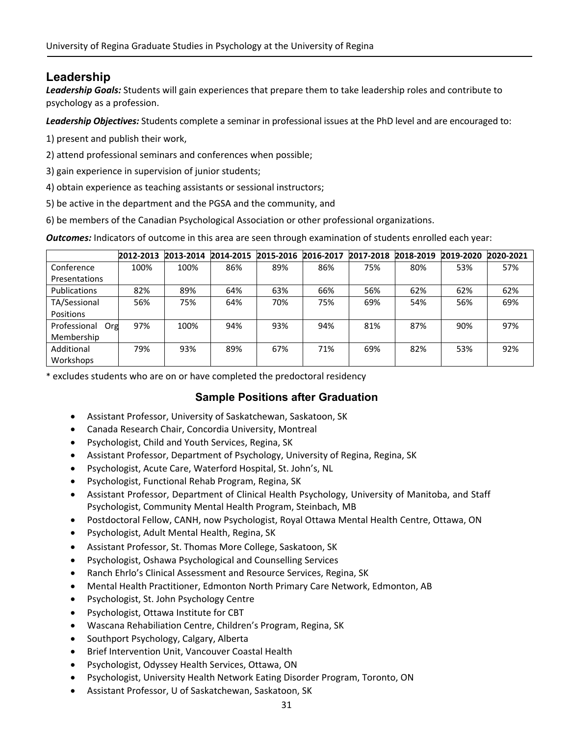## Leadership

***Leadership Goals:*** Students will gain experiences that prepare them to take leadership roles and contribute to psychology as a profession.

***Leadership Objectives:*** Students complete a seminar in professional issues at the PhD level and are encouraged to:

1) present and publish their work,

2) attend professional seminars and conferences when possible;

3) gain experience in supervision of junior students;

4) obtain experience as teaching assistants or sessional instructors;

5) be active in the department and the PGSA and the community, and

6) be members of the Canadian Psychological Association or other professional organizations.

***Outcomes:*** Indicators of outcome in this area are seen through examination of students enrolled each year:

| | 2012-2013 | 2013-2014 | 2014-2015 | 2015-2016 | 2016-2017 | 2017-2018 | 2018-2019 | 2019-2020 | 2020-2021 |
|---|---|---|---|---|---|---|---|---|---|
| Conference Presentations | 100% | 100% | 86% | 89% | 86% | 75% | 80% | 53% | 57% |
| Publications | 82% | 89% | 64% | 63% | 66% | 56% | 62% | 62% | 62% |
| TA/Sessional Positions | 56% | 75% | 64% | 70% | 75% | 69% | 54% | 56% | 69% |
| Professional Org Membership | 97% | 100% | 94% | 93% | 94% | 81% | 87% | 90% | 97% |
| Additional Workshops | 79% | 93% | 89% | 67% | 71% | 69% | 82% | 53% | 92% |

* excludes students who are on or have completed the predoctoral residency

### Sample Positions after Graduation

- Assistant Professor, University of Saskatchewan, Saskatoon, SK
- Canada Research Chair, Concordia University, Montreal
- Psychologist, Child and Youth Services, Regina, SK
- Assistant Professor, Department of Psychology, University of Regina, Regina, SK
- Psychologist, Acute Care, Waterford Hospital, St. John's, NL
- Psychologist, Functional Rehab Program, Regina, SK
- Assistant Professor, Department of Clinical Health Psychology, University of Manitoba, and Staff Psychologist, Community Mental Health Program, Steinbach, MB
- Postdoctoral Fellow, CANH, now Psychologist, Royal Ottawa Mental Health Centre, Ottawa, ON
- Psychologist, Adult Mental Health, Regina, SK
- Assistant Professor, St. Thomas More College, Saskatoon, SK
- Psychologist, Oshawa Psychological and Counselling Services
- Ranch Ehrlo's Clinical Assessment and Resource Services, Regina, SK
- Mental Health Practitioner, Edmonton North Primary Care Network, Edmonton, AB
- Psychologist, St. John Psychology Centre
- Psychologist, Ottawa Institute for CBT
- Wascana Rehabiliation Centre, Children's Program, Regina, SK
- Southport Psychology, Calgary, Alberta
- Brief Intervention Unit, Vancouver Coastal Health
- Psychologist, Odyssey Health Services, Ottawa, ON
- Psychologist, University Health Network Eating Disorder Program, Toronto, ON
- Assistant Professor, U of Saskatchewan, Saskatoon, SK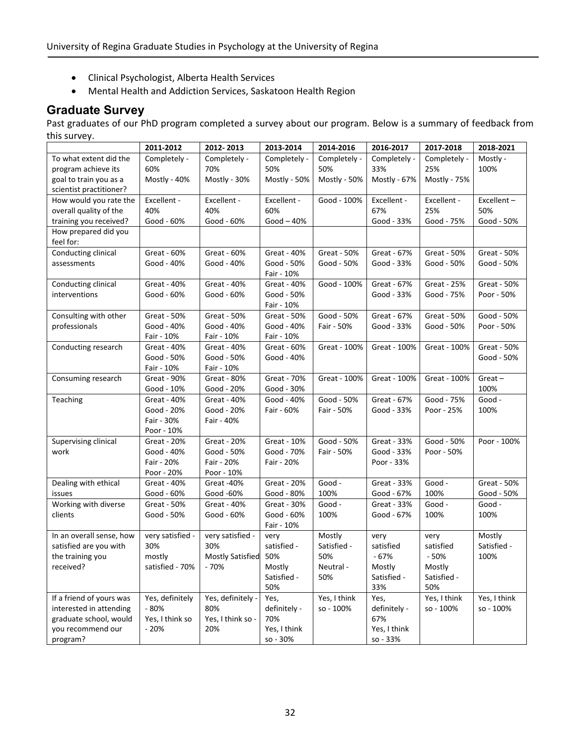- Clinical Psychologist, Alberta Health Services
- Mental Health and Addiction Services, Saskatoon Health Region

## Graduate Survey

Past graduates of our PhD program completed a survey about our program. Below is a summary of feedback from this survey.

| | 2011-2012 | 2012- 2013 | 2013-2014 | 2014-2016 | 2016-2017 | 2017-2018 | 2018-2021 |
|---|---|---|---|---|---|---|---|
| To what extent did the program achieve its goal to train you as a scientist practitioner? | Completely - 60% Mostly - 40% | Completely - 70% Mostly - 30% | Completely - 50% Mostly - 50% | Completely - 50% Mostly - 50% | Completely - 33% Mostly - 67% | Completely - 25% Mostly - 75% | Mostly - 100% |
| How would you rate the overall quality of the training you received? | Excellent - 40% Good - 60% | Excellent - 40% Good - 60% | Excellent - 60% Good – 40% | Good - 100% | Excellent - 67% Good - 33% | Excellent - 25% Good - 75% | Excellent – 50% Good - 50% |
| How prepared did you feel for: | | | | | | | |
| Conducting clinical assessments | Great - 60% Good - 40% | Great - 60% Good - 40% | Great - 40% Good - 50% Fair - 10% | Great - 50% Good - 50% | Great - 67% Good - 33% | Great - 50% Good - 50% | Great - 50% Good - 50% |
| Conducting clinical interventions | Great - 40% Good - 60% | Great - 40% Good - 60% | Great - 40% Good - 50% Fair - 10% | Good - 100% | Great - 67% Good - 33% | Great - 25% Good - 75% | Great - 50% Poor - 50% |
| Consulting with other professionals | Great - 50% Good - 40% Fair - 10% | Great - 50% Good - 40% Fair - 10% | Great - 50% Good - 40% Fair - 10% | Good - 50% Fair - 50% | Great - 67% Good - 33% | Great - 50% Good - 50% | Good - 50% Poor - 50% |
| Conducting research | Great - 40% Good - 50% Fair - 10% | Great - 40% Good - 50% Fair - 10% | Great - 60% Good - 40% | Great - 100% | Great - 100% | Great - 100% | Great - 50% Good - 50% |
| Consuming research | Great - 90% Good - 10% | Great - 80% Good - 20% | Great - 70% Good - 30% | Great - 100% | Great - 100% | Great - 100% | Great – 100% |
| Teaching | Great - 40% Good - 20% Fair - 30% Poor - 10% | Great - 40% Good - 20% Fair - 40% | Good - 40% Fair - 60% | Good - 50% Fair - 50% | Great - 67% Good - 33% | Good - 75% Poor - 25% | Good - 100% |
| Supervising clinical work | Great - 20% Good - 40% Fair - 20% Poor - 20% | Great - 20% Good - 50% Fair - 20% Poor - 10% | Great - 10% Good - 70% Fair - 20% | Good - 50% Fair - 50% | Great - 33% Good - 33% Poor - 33% | Good - 50% Poor - 50% | Poor - 100% |
| Dealing with ethical issues | Great - 40% Good - 60% | Great -40% Good -60% | Great - 20% Good - 80% | Good - 100% | Great - 33% Good - 67% | Good - 100% | Great - 50% Good - 50% |
| Working with diverse clients | Great - 50% Good - 50% | Great - 40% Good - 60% | Great - 30% Good - 60% Fair - 10% | Good - 100% | Great - 33% Good - 67% | Good - 100% | Good - 100% |
| In an overall sense, how satisfied are you with the training you received? | very satisfied - 30% mostly satisfied - 70% | very satisfied - 30% Mostly Satisfied - 70% | very satisfied - 50% Mostly Satisfied - 50% | Mostly Satisfied - 50% Neutral - 50% | very satisfied - 67% Mostly Satisfied - 33% | very satisfied - 50% Mostly Satisfied - 50% | Mostly Satisfied - 100% |
| If a friend of yours was interested in attending graduate school, would you recommend our program? | Yes, definitely - 80% Yes, I think so - 20% | Yes, definitely - 80% Yes, I think so - 20% | Yes, definitely - 70% Yes, I think so - 30% | Yes, I think so - 100% | Yes, definitely - 67% Yes, I think so - 33% | Yes, I think so - 100% | Yes, I think so - 100% |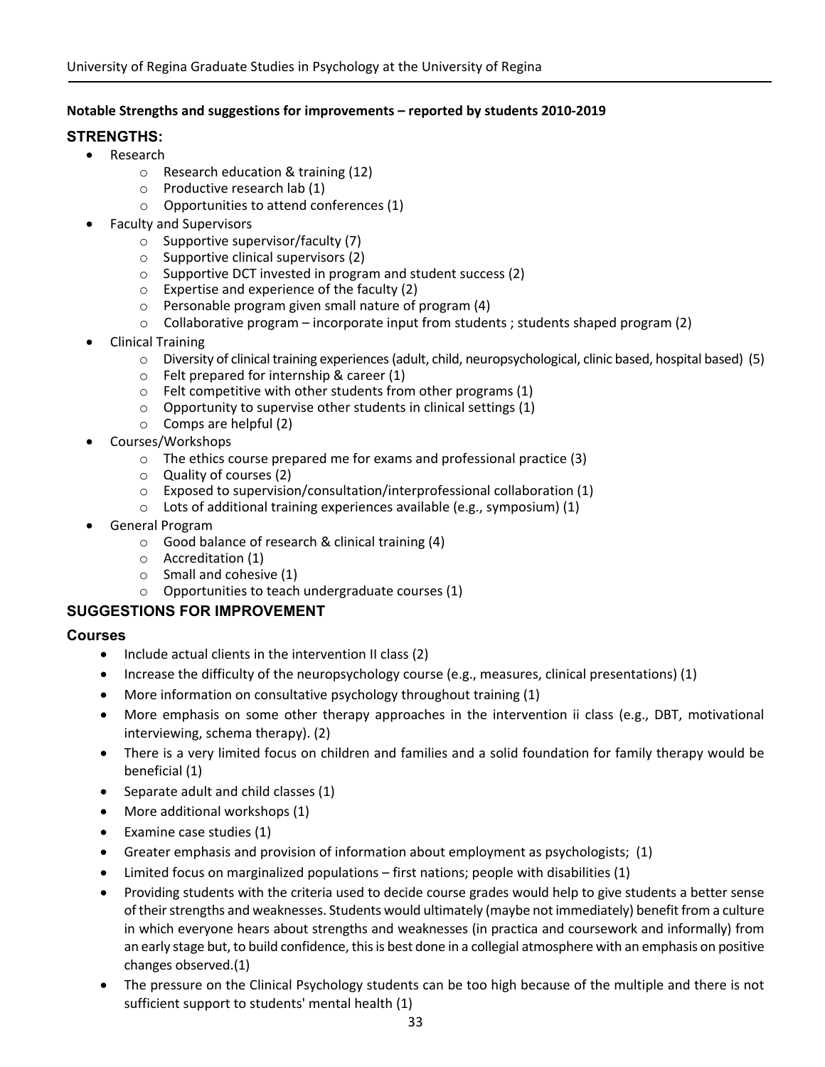**Notable Strengths and suggestions for improvements – reported by students 2010-2019**

## STRENGTHS:

- Research
  - Research education & training (12)
  - Productive research lab (1)
  - Opportunities to attend conferences (1)
- Faculty and Supervisors
  - Supportive supervisor/faculty (7)
  - Supportive clinical supervisors (2)
  - Supportive DCT invested in program and student success (2)
  - Expertise and experience of the faculty (2)
  - Personable program given small nature of program (4)
  - Collaborative program – incorporate input from students ; students shaped program (2)
- Clinical Training
  - Diversity of clinical training experiences (adult, child, neuropsychological, clinic based, hospital based) (5)
  - Felt prepared for internship & career (1)
  - Felt competitive with other students from other programs (1)
  - Opportunity to supervise other students in clinical settings (1)
  - Comps are helpful (2)
- Courses/Workshops
  - The ethics course prepared me for exams and professional practice (3)
  - Quality of courses (2)
  - Exposed to supervision/consultation/interprofessional collaboration (1)
  - Lots of additional training experiences available (e.g., symposium) (1)
- General Program
  - Good balance of research & clinical training (4)
  - Accreditation (1)
  - Small and cohesive (1)
  - Opportunities to teach undergraduate courses (1)

## SUGGESTIONS FOR IMPROVEMENT

### Courses

- Include actual clients in the intervention II class (2)
- Increase the difficulty of the neuropsychology course (e.g., measures, clinical presentations) (1)
- More information on consultative psychology throughout training (1)
- More emphasis on some other therapy approaches in the intervention ii class (e.g., DBT, motivational interviewing, schema therapy). (2)
- There is a very limited focus on children and families and a solid foundation for family therapy would be beneficial (1)
- Separate adult and child classes (1)
- More additional workshops (1)
- Examine case studies (1)
- Greater emphasis and provision of information about employment as psychologists; (1)
- Limited focus on marginalized populations – first nations; people with disabilities (1)
- Providing students with the criteria used to decide course grades would help to give students a better sense of their strengths and weaknesses. Students would ultimately (maybe not immediately) benefit from a culture in which everyone hears about strengths and weaknesses (in practica and coursework and informally) from an early stage but, to build confidence, this is best done in a collegial atmosphere with an emphasis on positive changes observed.(1)
- The pressure on the Clinical Psychology students can be too high because of the multiple and there is not sufficient support to students' mental health (1)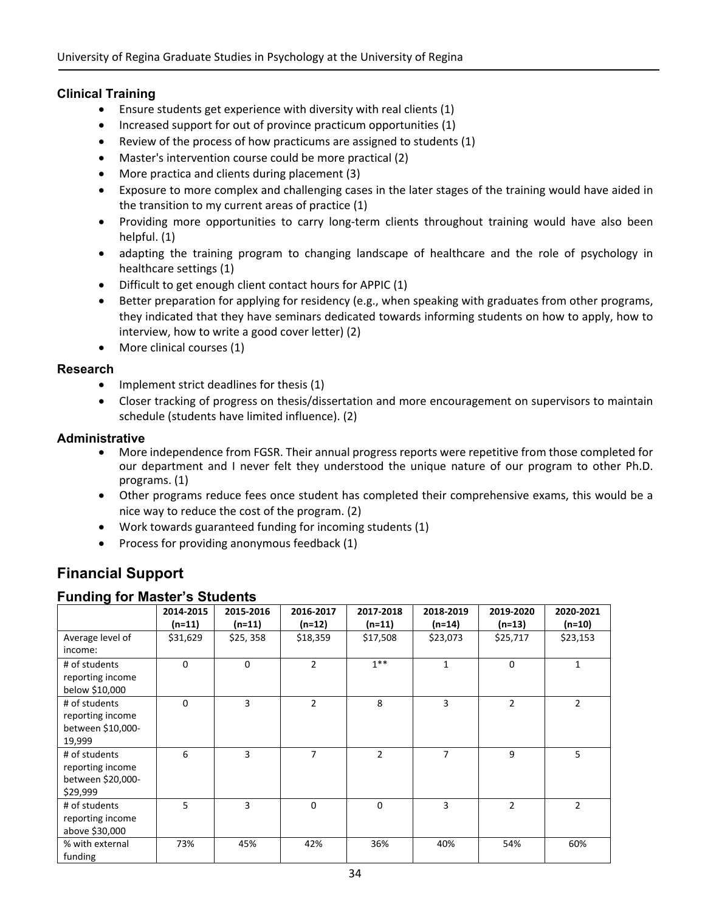### Clinical Training

- Ensure students get experience with diversity with real clients (1)
- Increased support for out of province practicum opportunities (1)
- Review of the process of how practicums are assigned to students (1)
- Master's intervention course could be more practical (2)
- More practica and clients during placement (3)
- Exposure to more complex and challenging cases in the later stages of the training would have aided in the transition to my current areas of practice (1)
- Providing more opportunities to carry long-term clients throughout training would have also been helpful. (1)
- adapting the training program to changing landscape of healthcare and the role of psychology in healthcare settings (1)
- Difficult to get enough client contact hours for APPIC (1)
- Better preparation for applying for residency (e.g., when speaking with graduates from other programs, they indicated that they have seminars dedicated towards informing students on how to apply, how to interview, how to write a good cover letter) (2)
- More clinical courses (1)

### Research

- Implement strict deadlines for thesis (1)
- Closer tracking of progress on thesis/dissertation and more encouragement on supervisors to maintain schedule (students have limited influence). (2)

### Administrative

- More independence from FGSR. Their annual progress reports were repetitive from those completed for our department and I never felt they understood the unique nature of our program to other Ph.D. programs. (1)
- Other programs reduce fees once student has completed their comprehensive exams, this would be a nice way to reduce the cost of the program. (2)
- Work towards guaranteed funding for incoming students (1)
- Process for providing anonymous feedback (1)

## Financial Support

### Funding for Master's Students

| | 2014-2015 (n=11) | 2015-2016 (n=11) | 2016-2017 (n=12) | 2017-2018 (n=11) | 2018-2019 (n=14) | 2019-2020 (n=13) | 2020-2021 (n=10) |
|---|---|---|---|---|---|---|---|
| Average level of income: | $31,629 | $25, 358 | $18,359 | $17,508 | $23,073 | $25,717 | $23,153 |
| # of students reporting income below $10,000 | 0 | 0 | 2 | 1** | 1 | 0 | 1 |
| # of students reporting income between $10,000-19,999 | 0 | 3 | 2 | 8 | 3 | 2 | 2 |
| # of students reporting income between $20,000-$29,999 | 6 | 3 | 7 | 2 | 7 | 9 | 5 |
| # of students reporting income above $30,000 | 5 | 3 | 0 | 0 | 3 | 2 | 2 |
| % with external funding | 73% | 45% | 42% | 36% | 40% | 54% | 60% |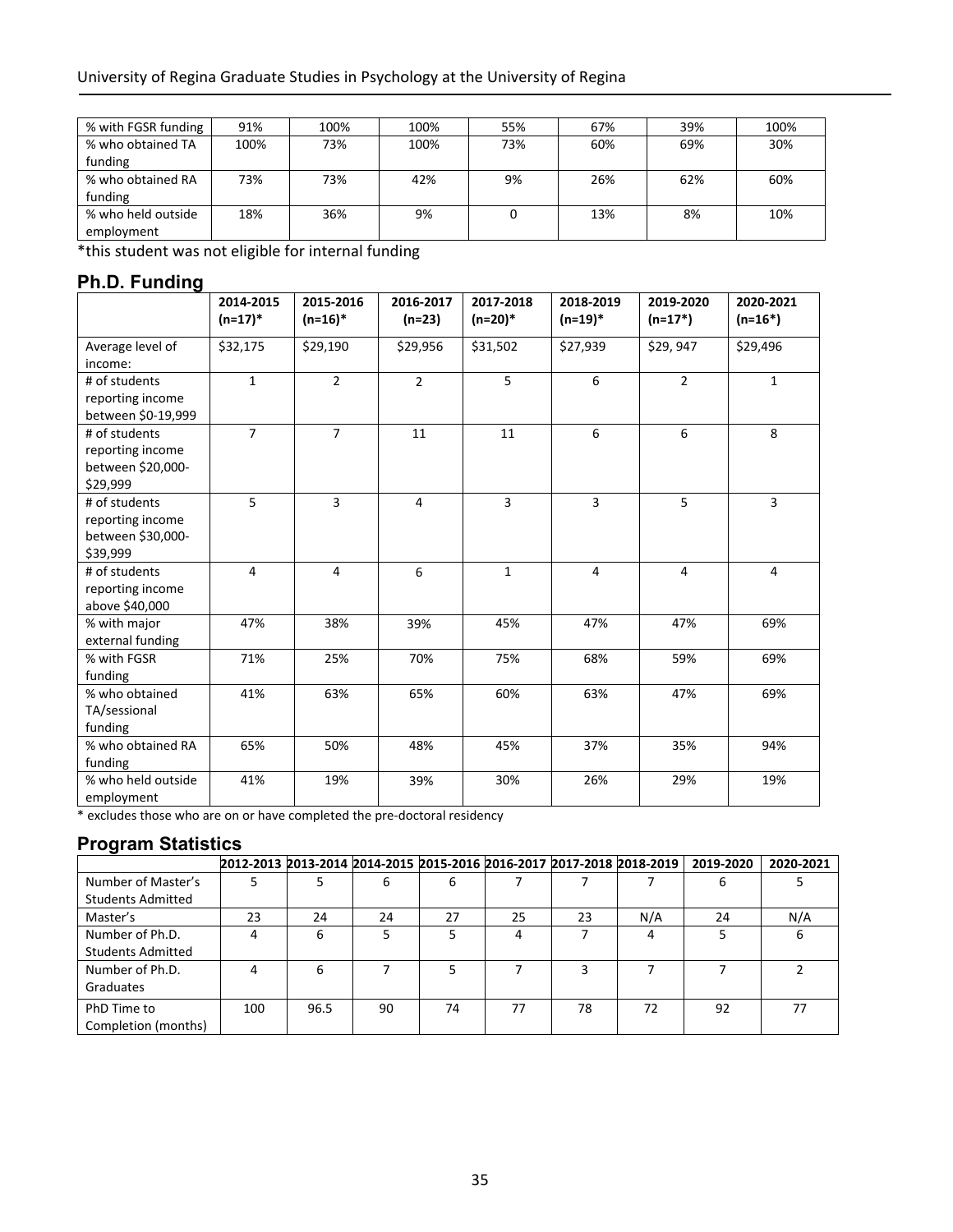| % with FGSR funding | 91% | 100% | 100% | 55% | 67% | 39% | 100% |
|---|---|---|---|---|---|---|---|
| % who obtained TA funding | 100% | 73% | 100% | 73% | 60% | 69% | 30% |
| % who obtained RA funding | 73% | 73% | 42% | 9% | 26% | 62% | 60% |
| % who held outside employment | 18% | 36% | 9% | 0 | 13% | 8% | 10% |

*this student was not eligible for internal funding

## Ph.D. Funding

| | 2014-2015 (n=17)* | 2015-2016 (n=16)* | 2016-2017 (n=23) | 2017-2018 (n=20)* | 2018-2019 (n=19)* | 2019-2020 (n=17*) | 2020-2021 (n=16*) |
|---|---|---|---|---|---|---|---|
| Average level of income: | $32,175 | $29,190 | $29,956 | $31,502 | $27,939 | $29, 947 | $29,496 |
| # of students reporting income between $0-19,999 | 1 | 2 | 2 | 5 | 6 | 2 | 1 |
| # of students reporting income between $20,000-$29,999 | 7 | 7 | 11 | 11 | 6 | 6 | 8 |
| # of students reporting income between $30,000-$39,999 | 5 | 3 | 4 | 3 | 3 | 5 | 3 |
| # of students reporting income above $40,000 | 4 | 4 | 6 | 1 | 4 | 4 | 4 |
| % with major external funding | 47% | 38% | 39% | 45% | 47% | 47% | 69% |
| % with FGSR funding | 71% | 25% | 70% | 75% | 68% | 59% | 69% |
| % who obtained TA/sessional funding | 41% | 63% | 65% | 60% | 63% | 47% | 69% |
| % who obtained RA funding | 65% | 50% | 48% | 45% | 37% | 35% | 94% |
| % who held outside employment | 41% | 19% | 39% | 30% | 26% | 29% | 19% |

* excludes those who are on or have completed the pre-doctoral residency

## Program Statistics

| | 2012-2013 | 2013-2014 | 2014-2015 | 2015-2016 | 2016-2017 | 2017-2018 | 2018-2019 | 2019-2020 | 2020-2021 |
|---|---|---|---|---|---|---|---|---|---|
| Number of Master's Students Admitted | 5 | 5 | 6 | 6 | 7 | 7 | 7 | 6 | 5 |
| Master's | 23 | 24 | 24 | 27 | 25 | 23 | N/A | 24 | N/A |
| Number of Ph.D. Students Admitted | 4 | 6 | 5 | 5 | 4 | 7 | 4 | 5 | 6 |
| Number of Ph.D. Graduates | 4 | 6 | 7 | 5 | 7 | 3 | 7 | 7 | 2 |
| PhD Time to Completion (months) | 100 | 96.5 | 90 | 74 | 77 | 78 | 72 | 92 | 77 |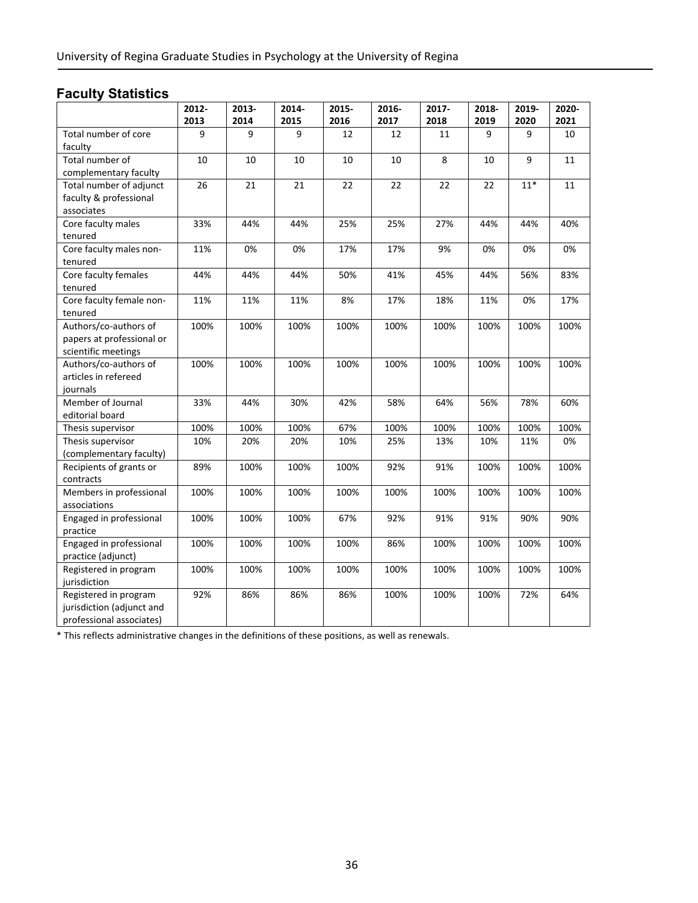## Faculty Statistics

| | 2012-2013 | 2013-2014 | 2014-2015 | 2015-2016 | 2016-2017 | 2017-2018 | 2018-2019 | 2019-2020 | 2020-2021 |
|---|---|---|---|---|---|---|---|---|---|
| Total number of core faculty | 9 | 9 | 9 | 12 | 12 | 11 | 9 | 9 | 10 |
| Total number of complementary faculty | 10 | 10 | 10 | 10 | 10 | 8 | 10 | 9 | 11 |
| Total number of adjunct faculty & professional associates | 26 | 21 | 21 | 22 | 22 | 22 | 22 | 11* | 11 |
| Core faculty males tenured | 33% | 44% | 44% | 25% | 25% | 27% | 44% | 44% | 40% |
| Core faculty males non-tenured | 11% | 0% | 0% | 17% | 17% | 9% | 0% | 0% | 0% |
| Core faculty females tenured | 44% | 44% | 44% | 50% | 41% | 45% | 44% | 56% | 83% |
| Core faculty female non-tenured | 11% | 11% | 11% | 8% | 17% | 18% | 11% | 0% | 17% |
| Authors/co-authors of papers at professional or scientific meetings | 100% | 100% | 100% | 100% | 100% | 100% | 100% | 100% | 100% |
| Authors/co-authors of articles in refereed journals | 100% | 100% | 100% | 100% | 100% | 100% | 100% | 100% | 100% |
| Member of Journal editorial board | 33% | 44% | 30% | 42% | 58% | 64% | 56% | 78% | 60% |
| Thesis supervisor | 100% | 100% | 100% | 67% | 100% | 100% | 100% | 100% | 100% |
| Thesis supervisor (complementary faculty) | 10% | 20% | 20% | 10% | 25% | 13% | 10% | 11% | 0% |
| Recipients of grants or contracts | 89% | 100% | 100% | 100% | 92% | 91% | 100% | 100% | 100% |
| Members in professional associations | 100% | 100% | 100% | 100% | 100% | 100% | 100% | 100% | 100% |
| Engaged in professional practice | 100% | 100% | 100% | 67% | 92% | 91% | 91% | 90% | 90% |
| Engaged in professional practice (adjunct) | 100% | 100% | 100% | 100% | 86% | 100% | 100% | 100% | 100% |
| Registered in program jurisdiction | 100% | 100% | 100% | 100% | 100% | 100% | 100% | 100% | 100% |
| Registered in program jurisdiction (adjunct and professional associates) | 92% | 86% | 86% | 86% | 100% | 100% | 100% | 72% | 64% |

* This reflects administrative changes in the definitions of these positions, as well as renewals.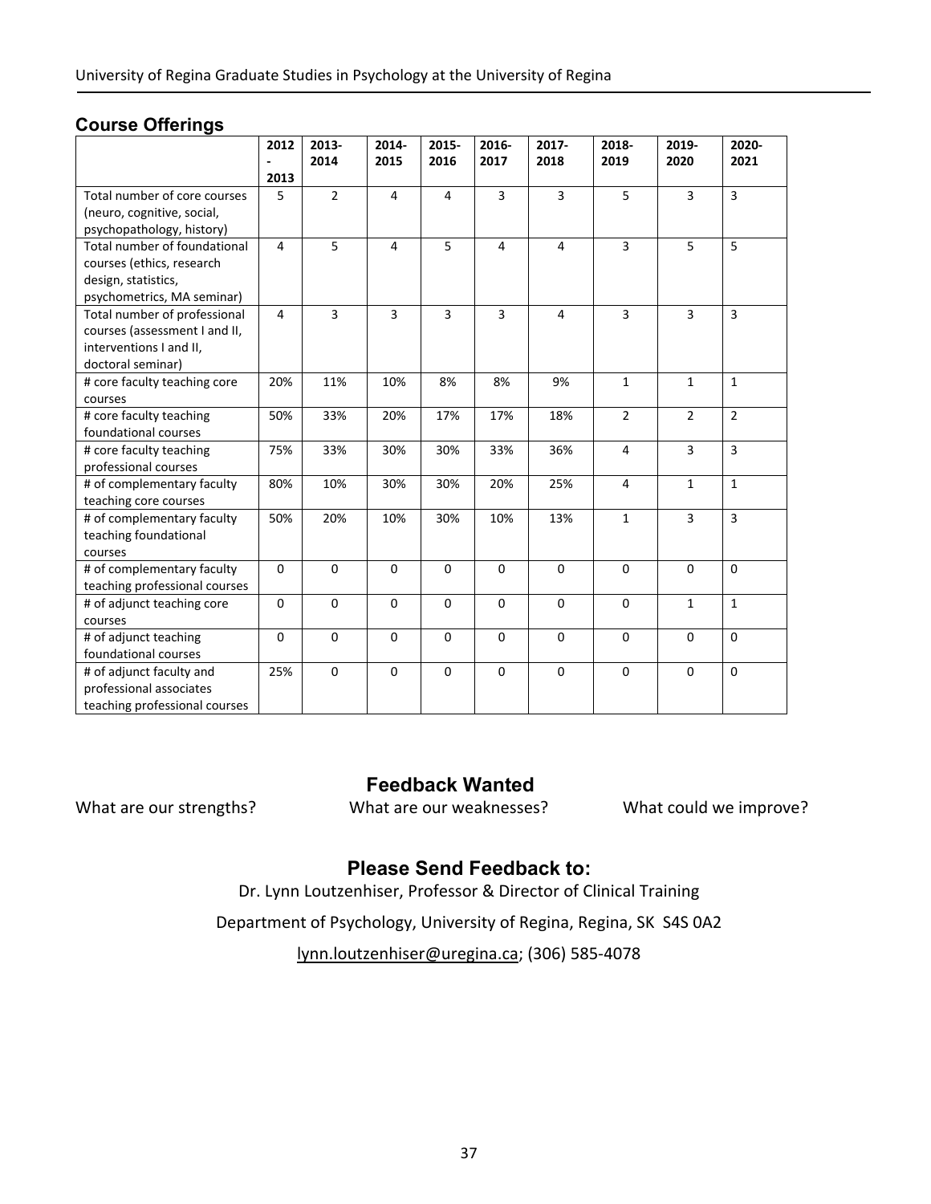## Course Offerings

| | 2012 - 2013 | 2013- 2014 | 2014- 2015 | 2015- 2016 | 2016- 2017 | 2017- 2018 | 2018- 2019 | 2019- 2020 | 2020- 2021 |
|---|---|---|---|---|---|---|---|---|---|
| Total number of core courses (neuro, cognitive, social, psychopathology, history) | 5 | 2 | 4 | 4 | 3 | 3 | 5 | 3 | 3 |
| Total number of foundational courses (ethics, research design, statistics, psychometrics, MA seminar) | 4 | 5 | 4 | 5 | 4 | 4 | 3 | 5 | 5 |
| Total number of professional courses (assessment I and II, interventions I and II, doctoral seminar) | 4 | 3 | 3 | 3 | 3 | 4 | 3 | 3 | 3 |
| # core faculty teaching core courses | 20% | 11% | 10% | 8% | 8% | 9% | 1 | 1 | 1 |
| # core faculty teaching foundational courses | 50% | 33% | 20% | 17% | 17% | 18% | 2 | 2 | 2 |
| # core faculty teaching professional courses | 75% | 33% | 30% | 30% | 33% | 36% | 4 | 3 | 3 |
| # of complementary faculty teaching core courses | 80% | 10% | 30% | 30% | 20% | 25% | 4 | 1 | 1 |
| # of complementary faculty teaching foundational courses | 50% | 20% | 10% | 30% | 10% | 13% | 1 | 3 | 3 |
| # of complementary faculty teaching professional courses | 0 | 0 | 0 | 0 | 0 | 0 | 0 | 0 | 0 |
| # of adjunct teaching core courses | 0 | 0 | 0 | 0 | 0 | 0 | 0 | 1 | 1 |
| # of adjunct teaching foundational courses | 0 | 0 | 0 | 0 | 0 | 0 | 0 | 0 | 0 |
| # of adjunct faculty and professional associates teaching professional courses | 25% | 0 | 0 | 0 | 0 | 0 | 0 | 0 | 0 |

## Feedback Wanted

What are our strengths? What are our weaknesses? What could we improve?

## Please Send Feedback to:

Dr. Lynn Loutzenhiser, Professor & Director of Clinical Training

Department of Psychology, University of Regina, Regina, SK S4S 0A2

lynn.loutzenhiser@uregina.ca; (306) 585-4078